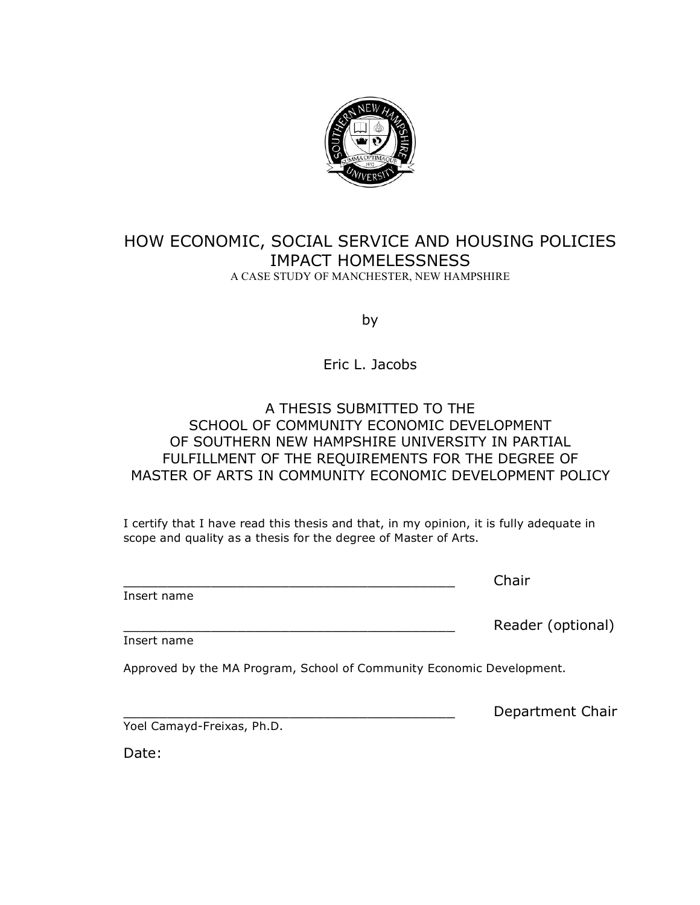# HOW ECONOMIC, SOCIAL SERVICE AND HOUSING POLICIES IMPACT HOMELESSNESS

A CASE STUDY OF MANCHESTER, NEW HAMPSHIRE

by

Eric L. Jacobs

A THESIS SUBMITTED TO THE
SCHOOL OF COMMUNITY ECONOMIC DEVELOPMENT
OF SOUTHERN NEW HAMPSHIRE UNIVERSITY IN PARTIAL
FULFILLMENT OF THE REQUIREMENTS FOR THE DEGREE OF
MASTER OF ARTS IN COMMUNITY ECONOMIC DEVELOPMENT POLICY

I certify that I have read this thesis and that, in my opinion, it is fully adequate in scope and quality as a thesis for the degree of Master of Arts.

_________________________________________ Chair
Insert name

_________________________________________ Reader (optional)
Insert name

Approved by the MA Program, School of Community Economic Development.

_________________________________________ Department Chair
Yoel Camayd-Freixas, Ph.D.

Date: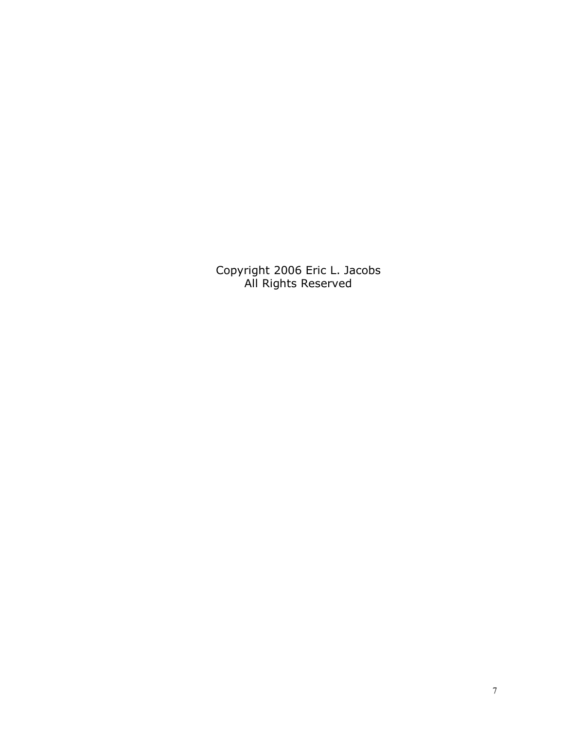Copyright 2006 Eric L. Jacobs
All Rights Reserved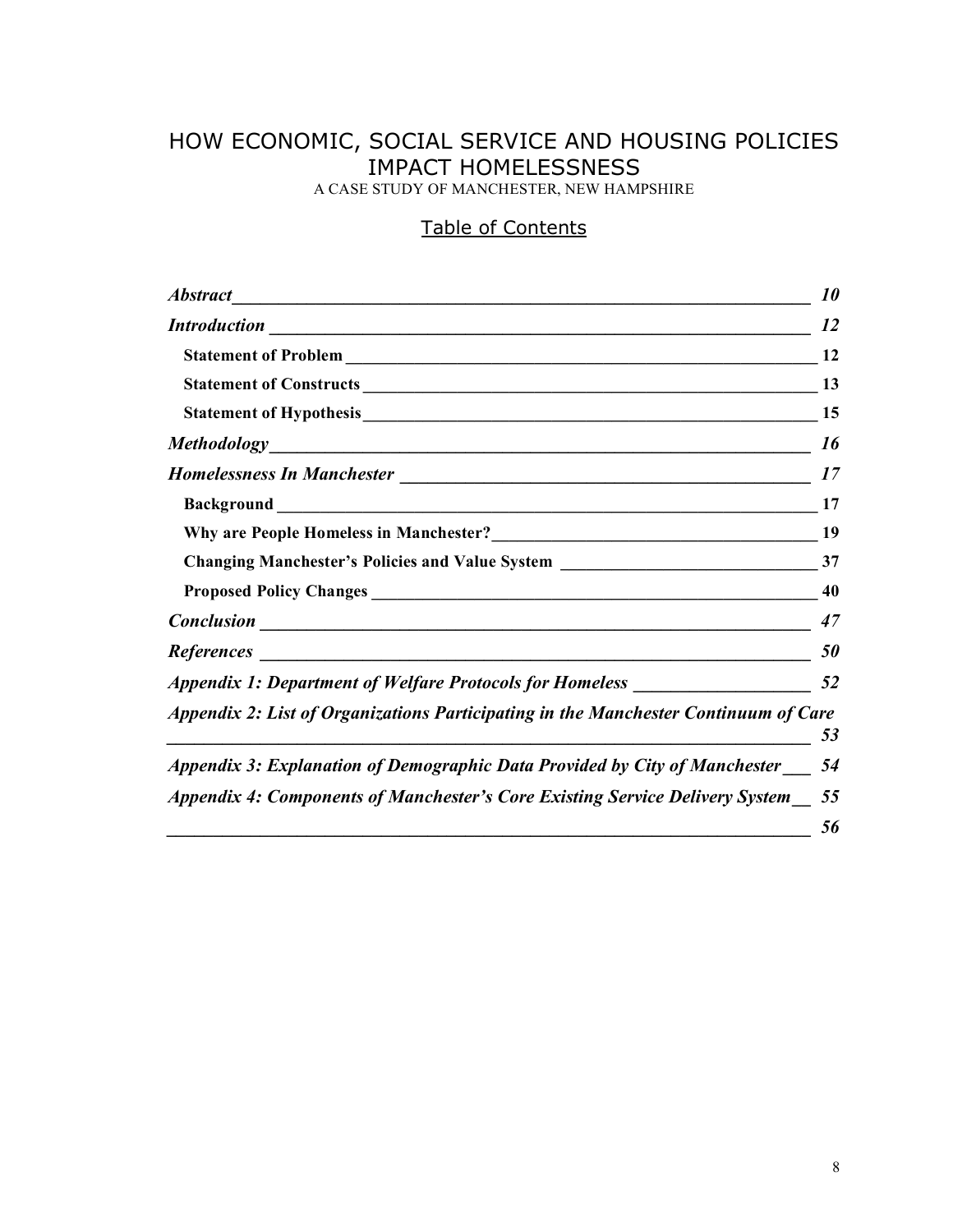# HOW ECONOMIC, SOCIAL SERVICE AND HOUSING POLICIES IMPACT HOMELESSNESS

A CASE STUDY OF MANCHESTER, NEW HAMPSHIRE

## Table of Contents

*Abstract* ____ *10*

*Introduction* ____ *12*

- **Statement of Problem** ____ **12**
- **Statement of Constructs** ____ **13**
- **Statement of Hypothesis** ____ **15**

*Methodology* ____ *16*

*Homelessness In Manchester* ____ *17*

- **Background** ____ **17**
- **Why are People Homeless in Manchester?** ____ **19**
- **Changing Manchester's Policies and Value System** ____ **37**
- **Proposed Policy Changes** ____ **40**

*Conclusion* ____ *47*

*References* ____ *50*

*Appendix 1: Department of Welfare Protocols for Homeless* ____ *52*

*Appendix 2: List of Organizations Participating in the Manchester Continuum of Care* ____ *53*

*Appendix 3: Explanation of Demographic Data Provided by City of Manchester* ____ *54*

*Appendix 4: Components of Manchester's Core Existing Service Delivery System* ____ *55*

____ *56*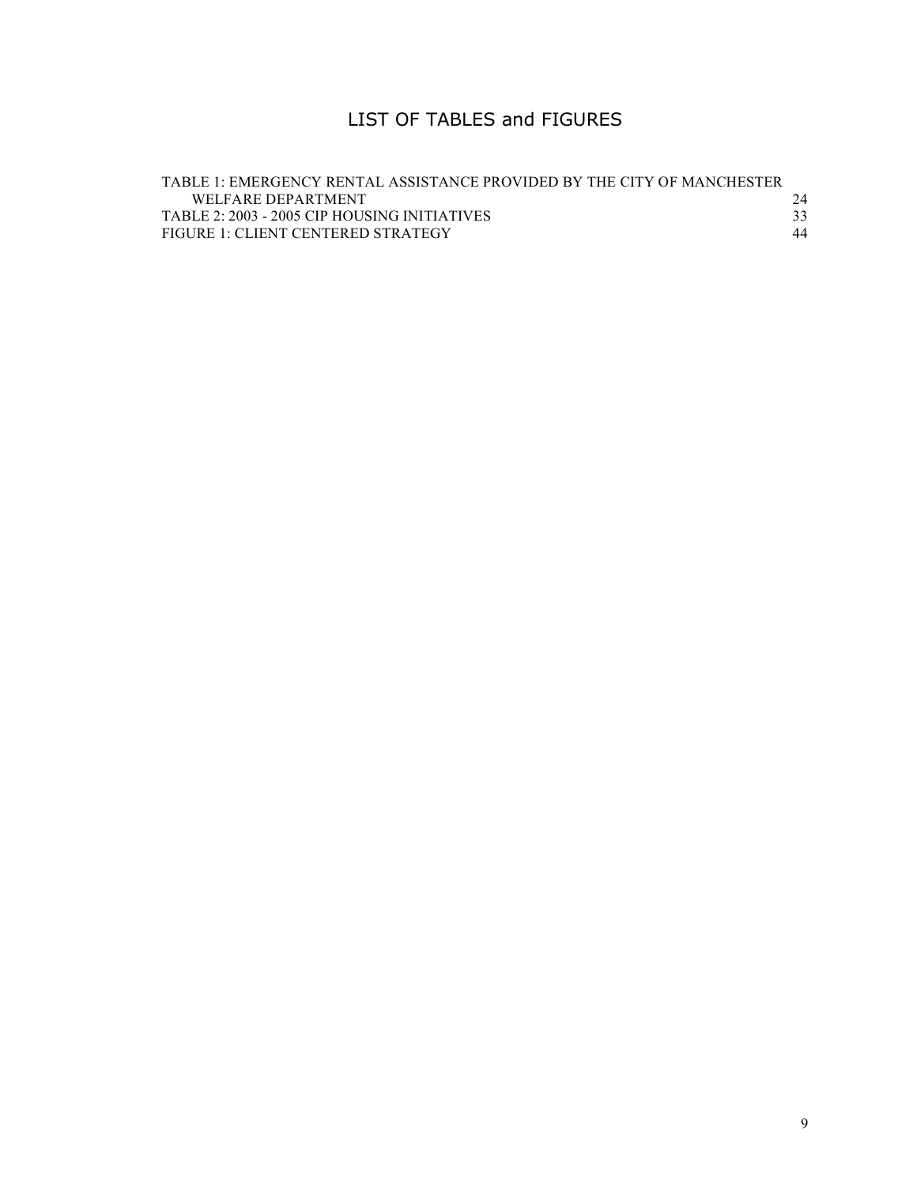# LIST OF TABLES and FIGURES

TABLE 1: EMERGENCY RENTAL ASSISTANCE PROVIDED BY THE CITY OF MANCHESTER WELFARE DEPARTMENT 24

TABLE 2: 2003 - 2005 CIP HOUSING INITIATIVES 33

FIGURE 1: CLIENT CENTERED STRATEGY 44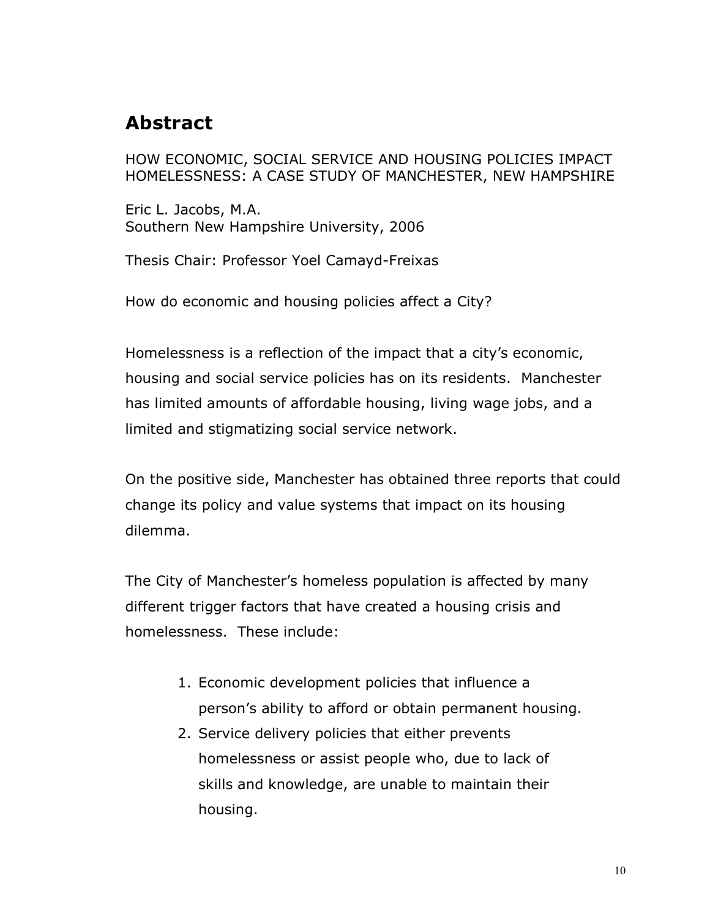## Abstract

HOW ECONOMIC, SOCIAL SERVICE AND HOUSING POLICIES IMPACT HOMELESSNESS: A CASE STUDY OF MANCHESTER, NEW HAMPSHIRE

Eric L. Jacobs, M.A.
Southern New Hampshire University, 2006

Thesis Chair: Professor Yoel Camayd-Freixas

How do economic and housing policies affect a City?

Homelessness is a reflection of the impact that a city's economic, housing and social service policies has on its residents. Manchester has limited amounts of affordable housing, living wage jobs, and a limited and stigmatizing social service network.

On the positive side, Manchester has obtained three reports that could change its policy and value systems that impact on its housing dilemma.

The City of Manchester's homeless population is affected by many different trigger factors that have created a housing crisis and homelessness. These include:

1. Economic development policies that influence a person's ability to afford or obtain permanent housing.
2. Service delivery policies that either prevents homelessness or assist people who, due to lack of skills and knowledge, are unable to maintain their housing.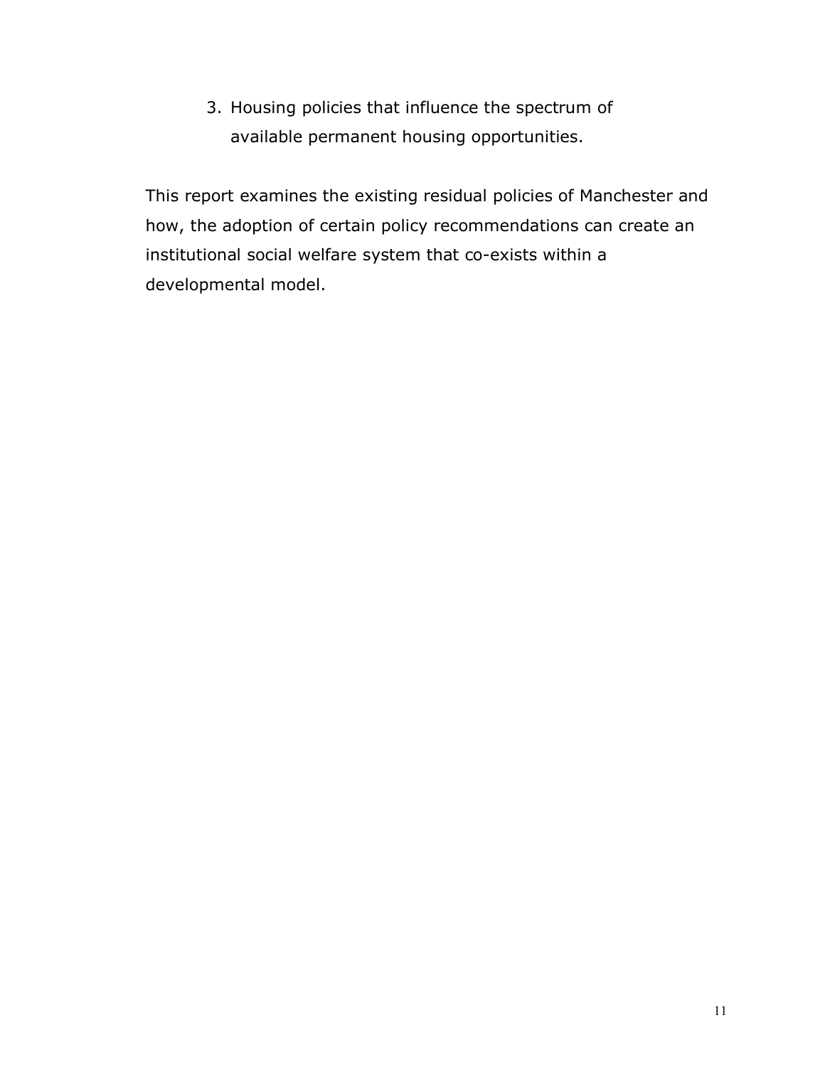3. Housing policies that influence the spectrum of available permanent housing opportunities.

This report examines the existing residual policies of Manchester and how, the adoption of certain policy recommendations can create an institutional social welfare system that co-exists within a developmental model.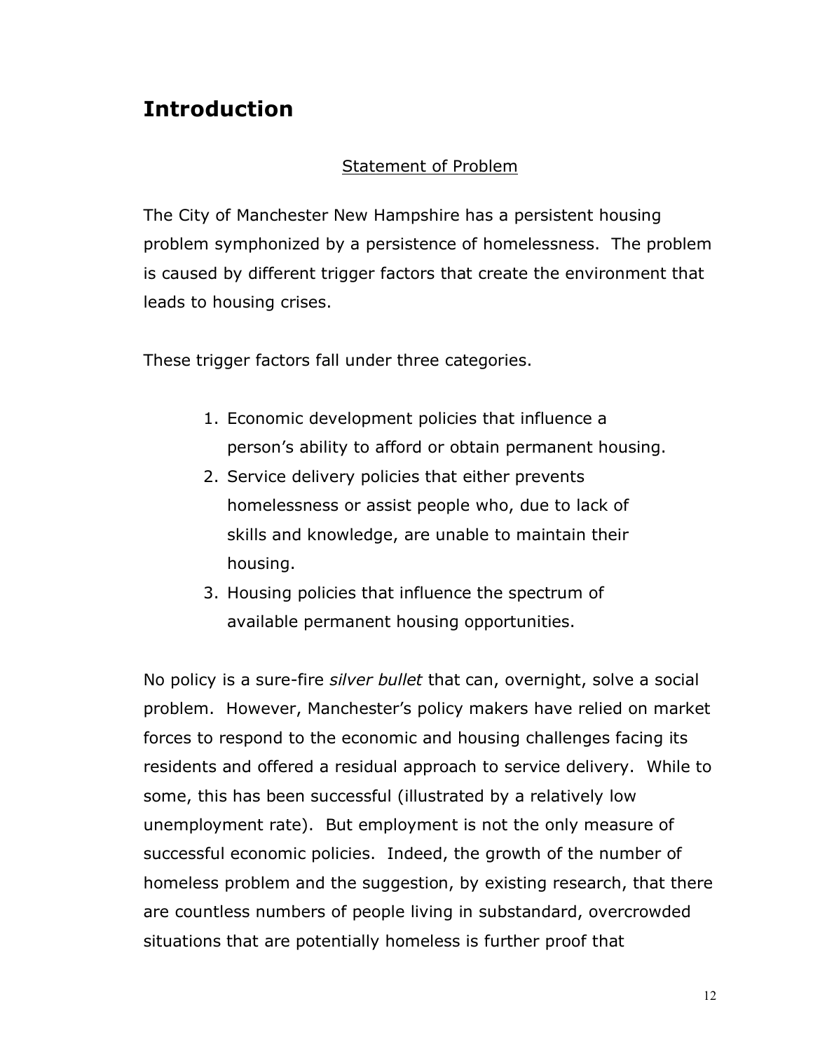# Introduction

## Statement of Problem

The City of Manchester New Hampshire has a persistent housing problem symphonized by a persistence of homelessness. The problem is caused by different trigger factors that create the environment that leads to housing crises.

These trigger factors fall under three categories.

1. Economic development policies that influence a person's ability to afford or obtain permanent housing.
2. Service delivery policies that either prevents homelessness or assist people who, due to lack of skills and knowledge, are unable to maintain their housing.
3. Housing policies that influence the spectrum of available permanent housing opportunities.

No policy is a sure-fire *silver bullet* that can, overnight, solve a social problem. However, Manchester's policy makers have relied on market forces to respond to the economic and housing challenges facing its residents and offered a residual approach to service delivery. While to some, this has been successful (illustrated by a relatively low unemployment rate). But employment is not the only measure of successful economic policies. Indeed, the growth of the number of homeless problem and the suggestion, by existing research, that there are countless numbers of people living in substandard, overcrowded situations that are potentially homeless is further proof that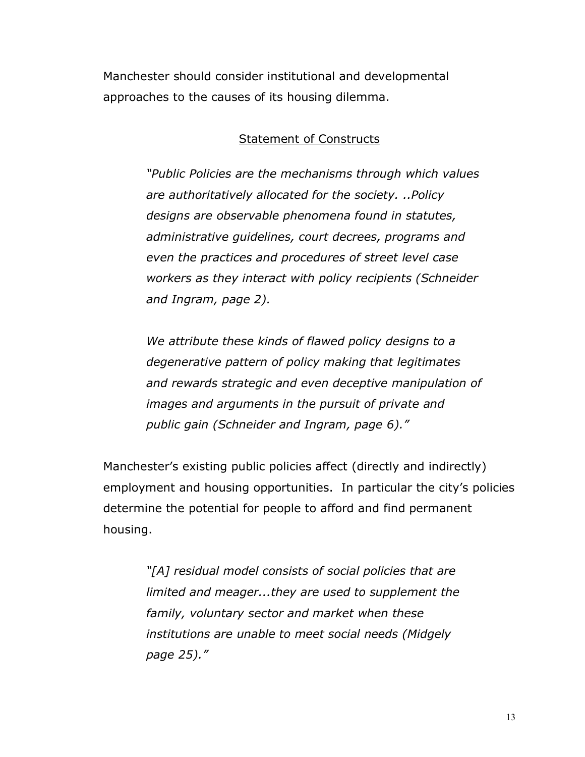Manchester should consider institutional and developmental approaches to the causes of its housing dilemma.

## Statement of Constructs

> *"Public Policies are the mechanisms through which values are authoritatively allocated for the society. ..Policy designs are observable phenomena found in statutes, administrative guidelines, court decrees, programs and even the practices and procedures of street level case workers as they interact with policy recipients (Schneider and Ingram, page 2).*
>
> *We attribute these kinds of flawed policy designs to a degenerative pattern of policy making that legitimates and rewards strategic and even deceptive manipulation of images and arguments in the pursuit of private and public gain (Schneider and Ingram, page 6)."*

Manchester's existing public policies affect (directly and indirectly) employment and housing opportunities. In particular the city's policies determine the potential for people to afford and find permanent housing.

> *"[A] residual model consists of social policies that are limited and meager...they are used to supplement the family, voluntary sector and market when these institutions are unable to meet social needs (Midgely page 25)."*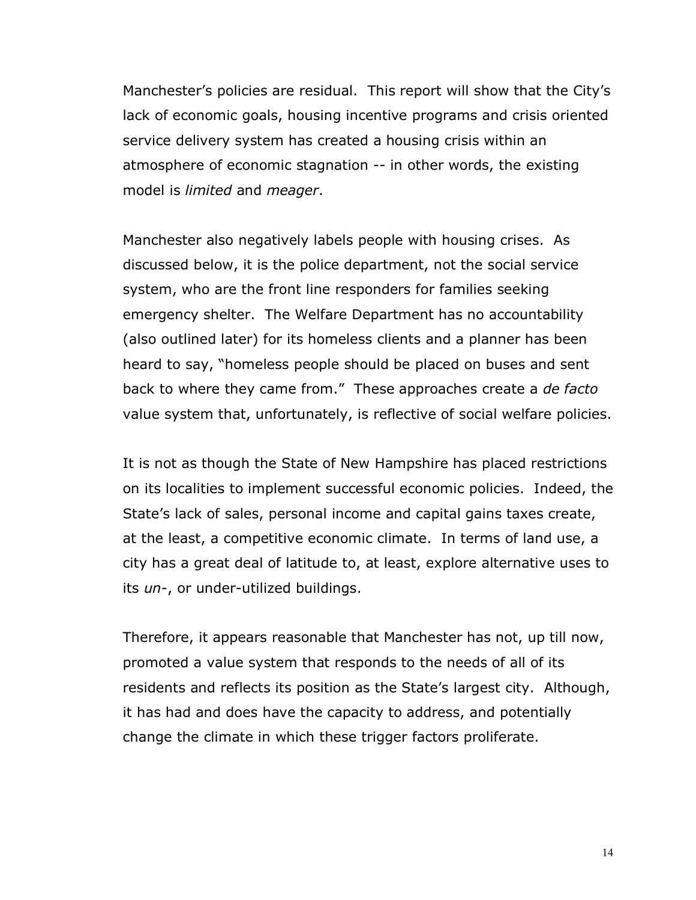Manchester's policies are residual. This report will show that the City's lack of economic goals, housing incentive programs and crisis oriented service delivery system has created a housing crisis within an atmosphere of economic stagnation -- in other words, the existing model is *limited* and *meager*.

Manchester also negatively labels people with housing crises. As discussed below, it is the police department, not the social service system, who are the front line responders for families seeking emergency shelter. The Welfare Department has no accountability (also outlined later) for its homeless clients and a planner has been heard to say, "homeless people should be placed on buses and sent back to where they came from." These approaches create a *de facto* value system that, unfortunately, is reflective of social welfare policies.

It is not as though the State of New Hampshire has placed restrictions on its localities to implement successful economic policies. Indeed, the State's lack of sales, personal income and capital gains taxes create, at the least, a competitive economic climate. In terms of land use, a city has a great deal of latitude to, at least, explore alternative uses to its *un*-, or under-utilized buildings.

Therefore, it appears reasonable that Manchester has not, up till now, promoted a value system that responds to the needs of all of its residents and reflects its position as the State's largest city. Although, it has had and does have the capacity to address, and potentially change the climate in which these trigger factors proliferate.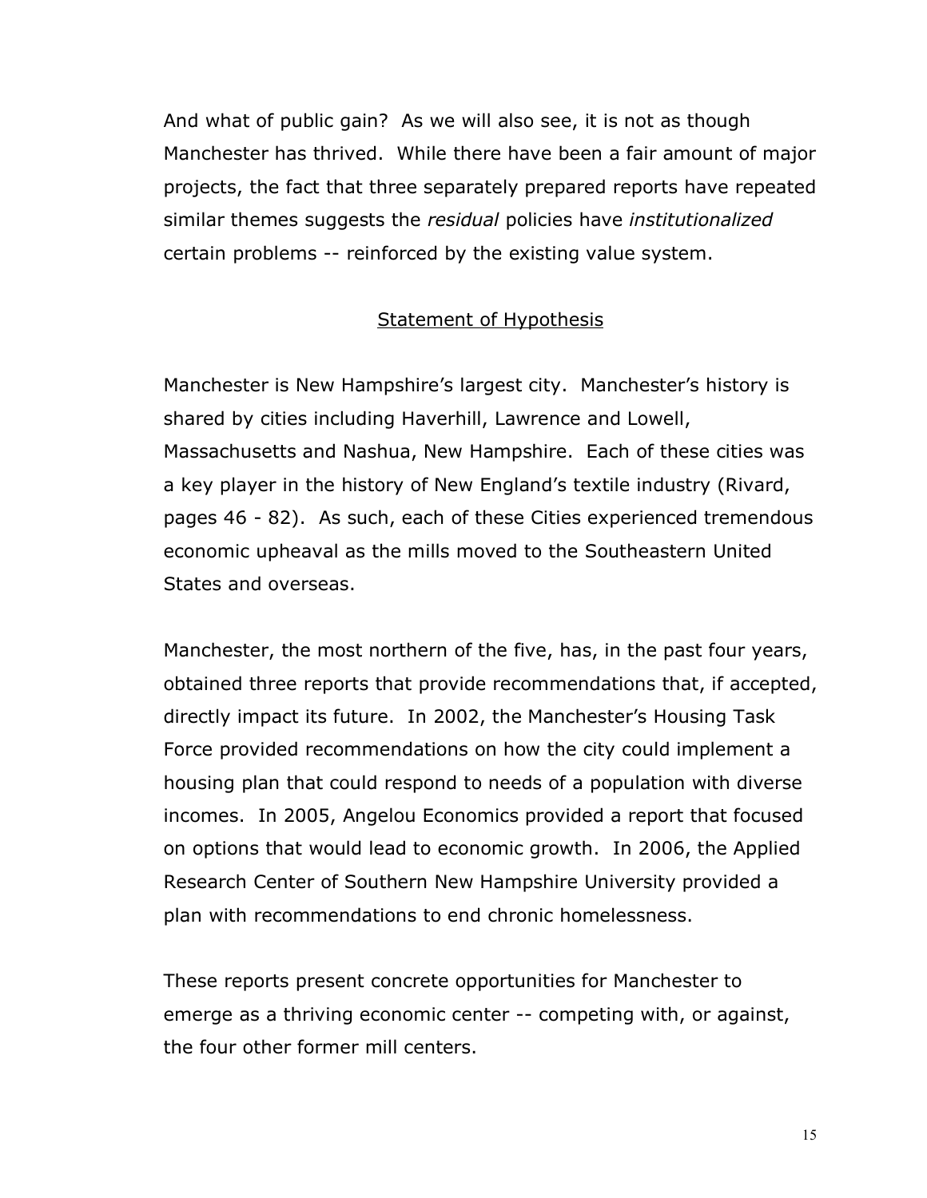And what of public gain? As we will also see, it is not as though Manchester has thrived. While there have been a fair amount of major projects, the fact that three separately prepared reports have repeated similar themes suggests the *residual* policies have *institutionalized* certain problems -- reinforced by the existing value system.

## Statement of Hypothesis

Manchester is New Hampshire's largest city. Manchester's history is shared by cities including Haverhill, Lawrence and Lowell, Massachusetts and Nashua, New Hampshire. Each of these cities was a key player in the history of New England's textile industry (Rivard, pages 46 - 82). As such, each of these Cities experienced tremendous economic upheaval as the mills moved to the Southeastern United States and overseas.

Manchester, the most northern of the five, has, in the past four years, obtained three reports that provide recommendations that, if accepted, directly impact its future. In 2002, the Manchester's Housing Task Force provided recommendations on how the city could implement a housing plan that could respond to needs of a population with diverse incomes. In 2005, Angelou Economics provided a report that focused on options that would lead to economic growth. In 2006, the Applied Research Center of Southern New Hampshire University provided a plan with recommendations to end chronic homelessness.

These reports present concrete opportunities for Manchester to emerge as a thriving economic center -- competing with, or against, the four other former mill centers.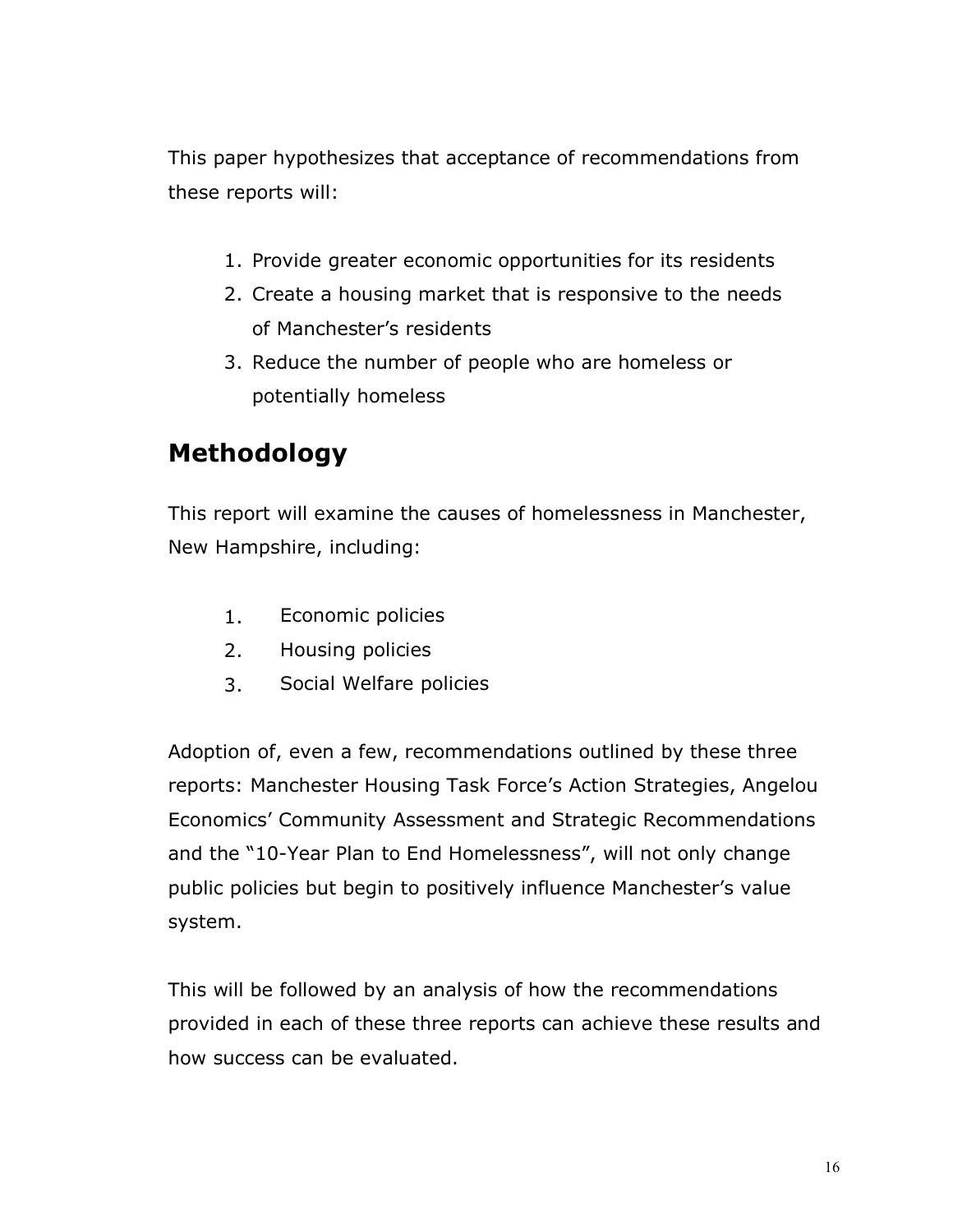This paper hypothesizes that acceptance of recommendations from these reports will:

1. Provide greater economic opportunities for its residents
2. Create a housing market that is responsive to the needs of Manchester's residents
3. Reduce the number of people who are homeless or potentially homeless

## Methodology

This report will examine the causes of homelessness in Manchester, New Hampshire, including:

1. Economic policies
2. Housing policies
3. Social Welfare policies

Adoption of, even a few, recommendations outlined by these three reports: Manchester Housing Task Force's Action Strategies, Angelou Economics' Community Assessment and Strategic Recommendations and the "10-Year Plan to End Homelessness", will not only change public policies but begin to positively influence Manchester's value system.

This will be followed by an analysis of how the recommendations provided in each of these three reports can achieve these results and how success can be evaluated.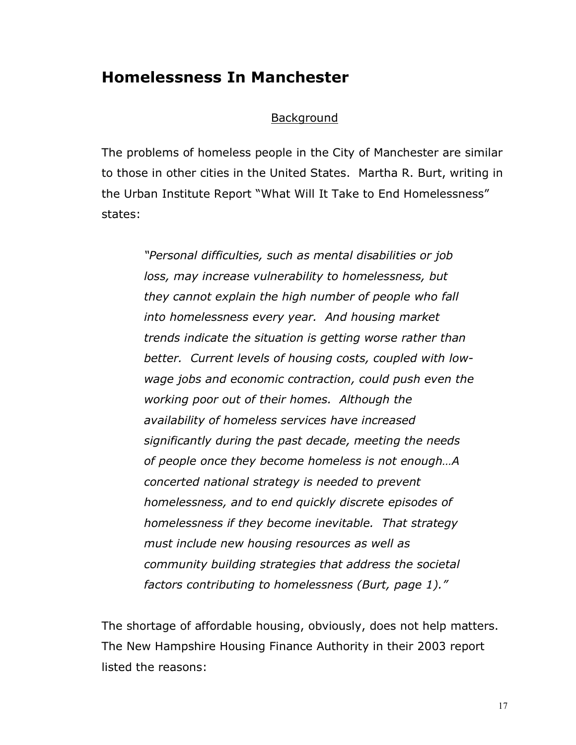## Homelessness In Manchester

Background

The problems of homeless people in the City of Manchester are similar to those in other cities in the United States. Martha R. Burt, writing in the Urban Institute Report "What Will It Take to End Homelessness" states:

> *"Personal difficulties, such as mental disabilities or job loss, may increase vulnerability to homelessness, but they cannot explain the high number of people who fall into homelessness every year. And housing market trends indicate the situation is getting worse rather than better. Current levels of housing costs, coupled with low-wage jobs and economic contraction, could push even the working poor out of their homes. Although the availability of homeless services have increased significantly during the past decade, meeting the needs of people once they become homeless is not enough…A concerted national strategy is needed to prevent homelessness, and to end quickly discrete episodes of homelessness if they become inevitable. That strategy must include new housing resources as well as community building strategies that address the societal factors contributing to homelessness (Burt, page 1)."*

The shortage of affordable housing, obviously, does not help matters. The New Hampshire Housing Finance Authority in their 2003 report listed the reasons: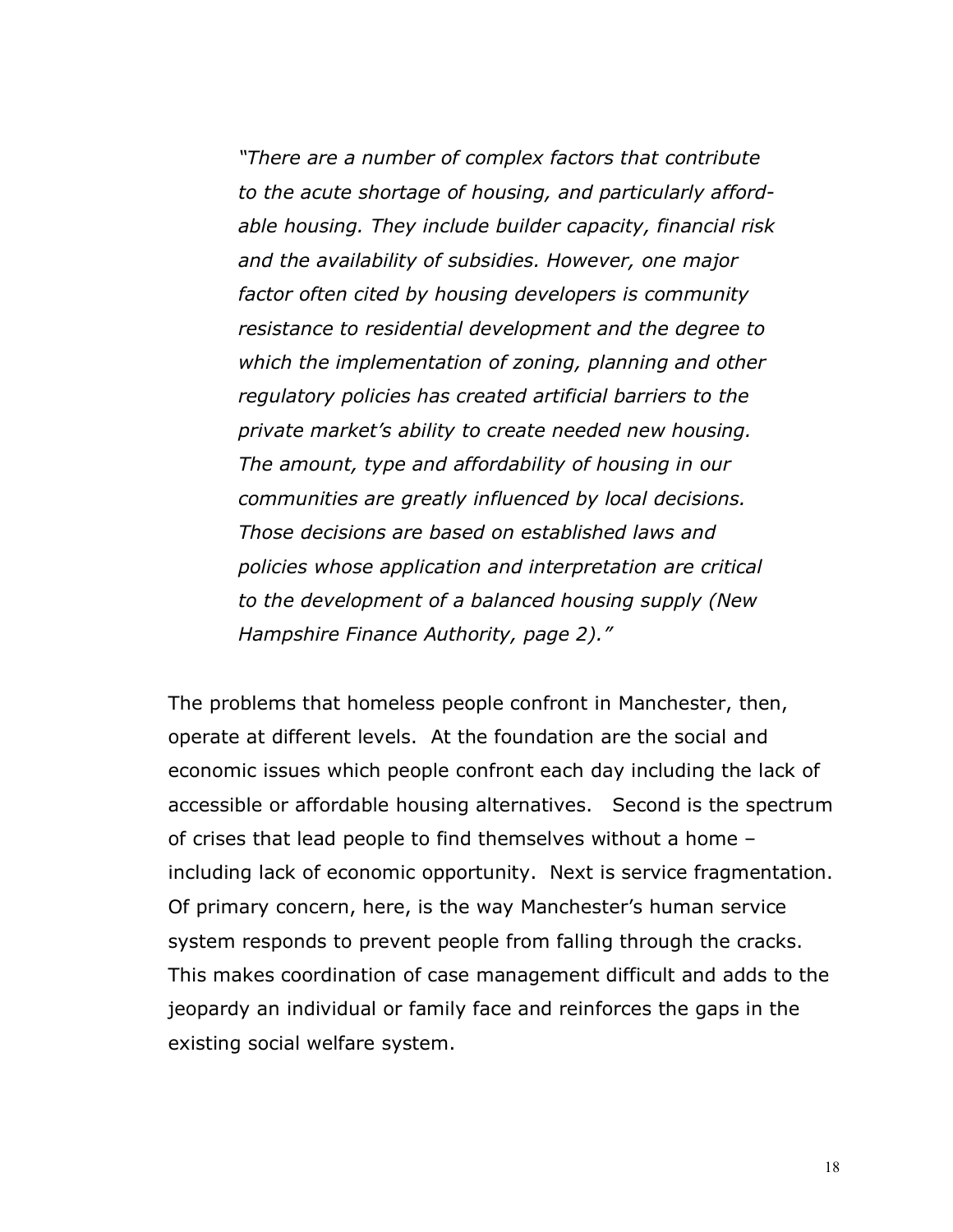*"There are a number of complex factors that contribute to the acute shortage of housing, and particularly affordable housing. They include builder capacity, financial risk and the availability of subsidies. However, one major factor often cited by housing developers is community resistance to residential development and the degree to which the implementation of zoning, planning and other regulatory policies has created artificial barriers to the private market's ability to create needed new housing. The amount, type and affordability of housing in our communities are greatly influenced by local decisions. Those decisions are based on established laws and policies whose application and interpretation are critical to the development of a balanced housing supply (New Hampshire Finance Authority, page 2)."*

The problems that homeless people confront in Manchester, then, operate at different levels. At the foundation are the social and economic issues which people confront each day including the lack of accessible or affordable housing alternatives. Second is the spectrum of crises that lead people to find themselves without a home – including lack of economic opportunity. Next is service fragmentation. Of primary concern, here, is the way Manchester's human service system responds to prevent people from falling through the cracks. This makes coordination of case management difficult and adds to the jeopardy an individual or family face and reinforces the gaps in the existing social welfare system.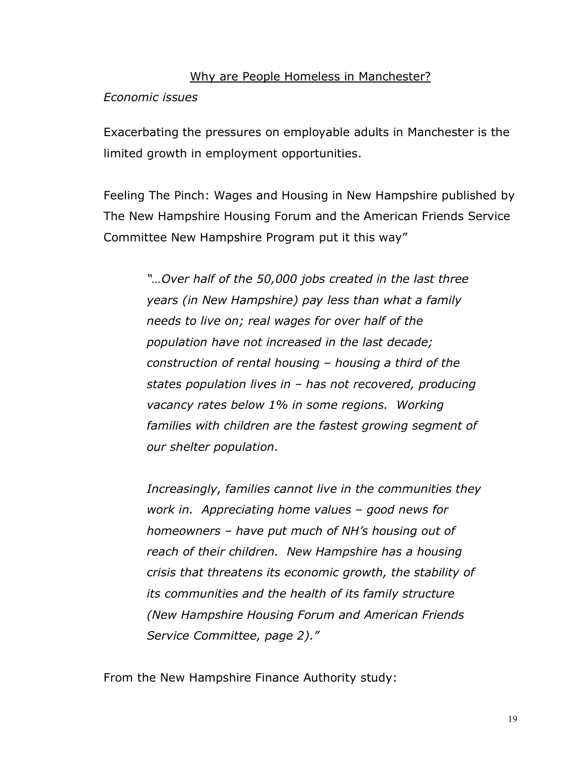## Why are People Homeless in Manchester?

*Economic issues*

Exacerbating the pressures on employable adults in Manchester is the limited growth in employment opportunities.

Feeling The Pinch: Wages and Housing in New Hampshire published by The New Hampshire Housing Forum and the American Friends Service Committee New Hampshire Program put it this way"

> *"…Over half of the 50,000 jobs created in the last three years (in New Hampshire) pay less than what a family needs to live on; real wages for over half of the population have not increased in the last decade; construction of rental housing – housing a third of the states population lives in – has not recovered, producing vacancy rates below 1% in some regions. Working families with children are the fastest growing segment of our shelter population.*
>
> *Increasingly, families cannot live in the communities they work in. Appreciating home values – good news for homeowners – have put much of NH's housing out of reach of their children. New Hampshire has a housing crisis that threatens its economic growth, the stability of its communities and the health of its family structure (New Hampshire Housing Forum and American Friends Service Committee, page 2)."*

From the New Hampshire Finance Authority study: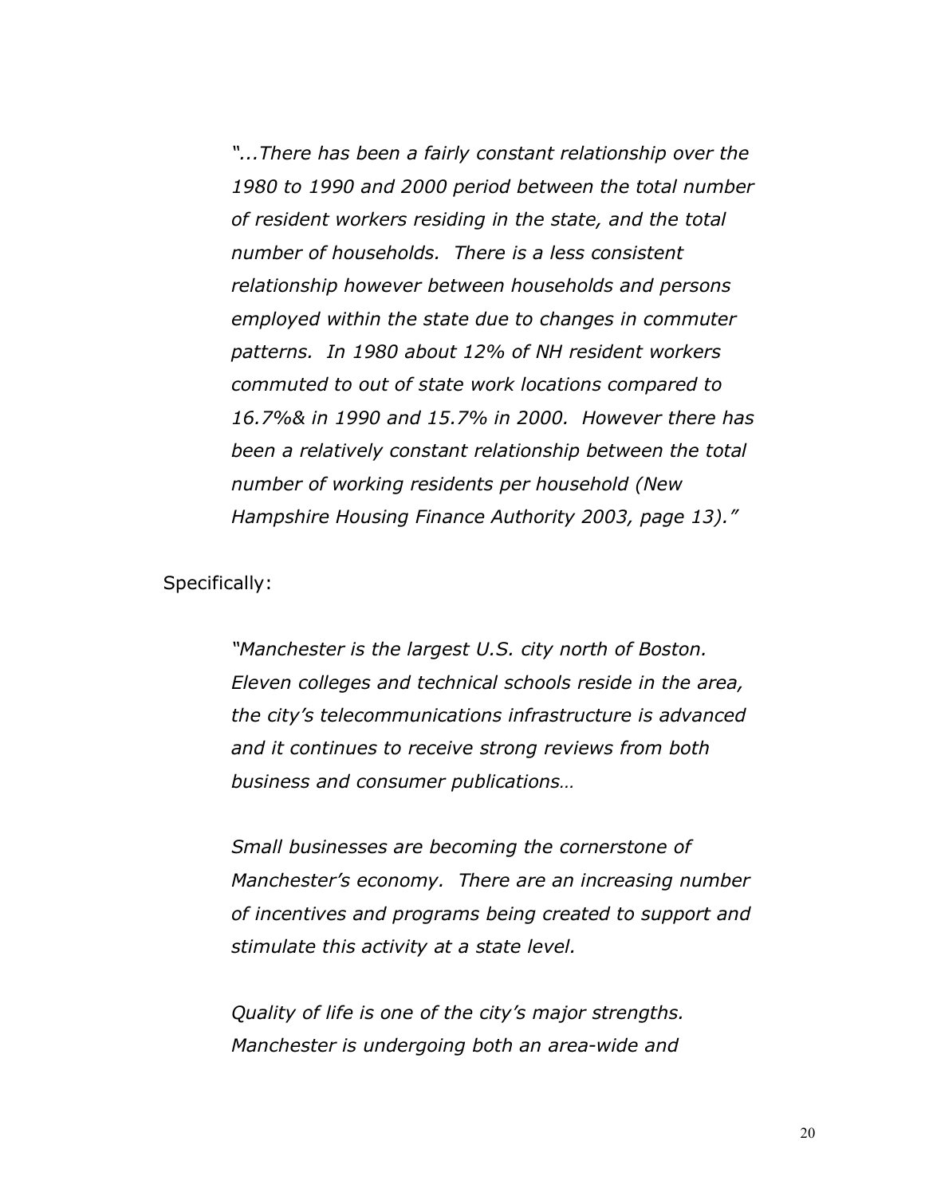*"...There has been a fairly constant relationship over the 1980 to 1990 and 2000 period between the total number of resident workers residing in the state, and the total number of households. There is a less consistent relationship however between households and persons employed within the state due to changes in commuter patterns. In 1980 about 12% of NH resident workers commuted to out of state work locations compared to 16.7%& in 1990 and 15.7% in 2000. However there has been a relatively constant relationship between the total number of working residents per household (New Hampshire Housing Finance Authority 2003, page 13)."*

Specifically:

*"Manchester is the largest U.S. city north of Boston. Eleven colleges and technical schools reside in the area, the city's telecommunications infrastructure is advanced and it continues to receive strong reviews from both business and consumer publications…*

*Small businesses are becoming the cornerstone of Manchester's economy. There are an increasing number of incentives and programs being created to support and stimulate this activity at a state level.*

*Quality of life is one of the city's major strengths. Manchester is undergoing both an area-wide and*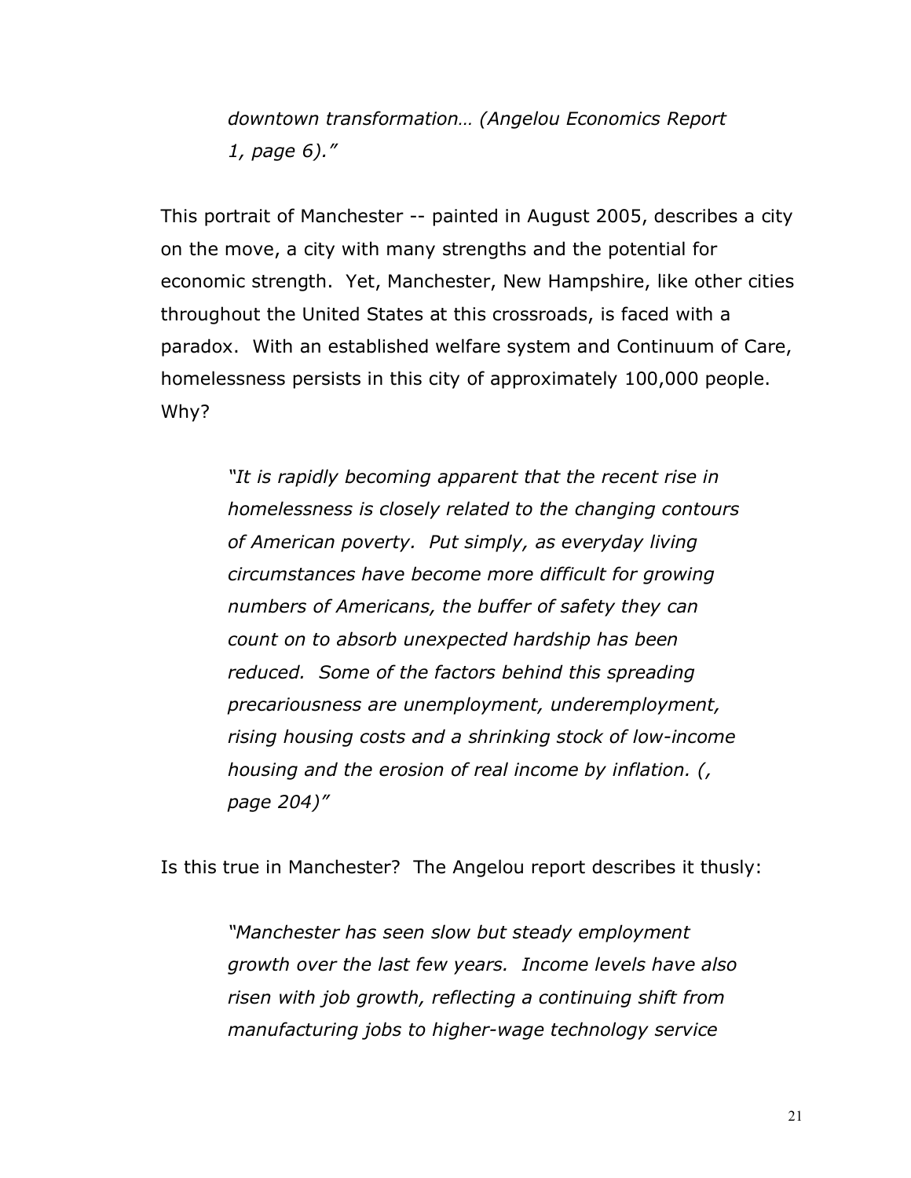*downtown transformation… (Angelou Economics Report 1, page 6)."*

This portrait of Manchester -- painted in August 2005, describes a city on the move, a city with many strengths and the potential for economic strength. Yet, Manchester, New Hampshire, like other cities throughout the United States at this crossroads, is faced with a paradox. With an established welfare system and Continuum of Care, homelessness persists in this city of approximately 100,000 people. Why?

> *"It is rapidly becoming apparent that the recent rise in homelessness is closely related to the changing contours of American poverty. Put simply, as everyday living circumstances have become more difficult for growing numbers of Americans, the buffer of safety they can count on to absorb unexpected hardship has been reduced. Some of the factors behind this spreading precariousness are unemployment, underemployment, rising housing costs and a shrinking stock of low-income housing and the erosion of real income by inflation. (, page 204)"*

Is this true in Manchester? The Angelou report describes it thusly:

> *"Manchester has seen slow but steady employment growth over the last few years. Income levels have also risen with job growth, reflecting a continuing shift from manufacturing jobs to higher-wage technology service*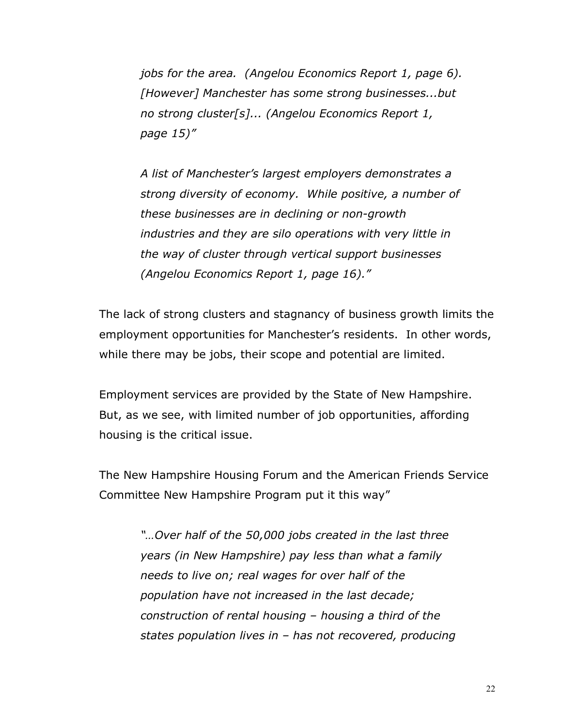*jobs for the area. (Angelou Economics Report 1, page 6). [However] Manchester has some strong businesses...but no strong cluster[s]... (Angelou Economics Report 1, page 15)"*

*A list of Manchester's largest employers demonstrates a strong diversity of economy. While positive, a number of these businesses are in declining or non-growth industries and they are silo operations with very little in the way of cluster through vertical support businesses (Angelou Economics Report 1, page 16)."*

The lack of strong clusters and stagnancy of business growth limits the employment opportunities for Manchester's residents. In other words, while there may be jobs, their scope and potential are limited.

Employment services are provided by the State of New Hampshire. But, as we see, with limited number of job opportunities, affording housing is the critical issue.

The New Hampshire Housing Forum and the American Friends Service Committee New Hampshire Program put it this way"

*"…Over half of the 50,000 jobs created in the last three years (in New Hampshire) pay less than what a family needs to live on; real wages for over half of the population have not increased in the last decade; construction of rental housing – housing a third of the states population lives in – has not recovered, producing*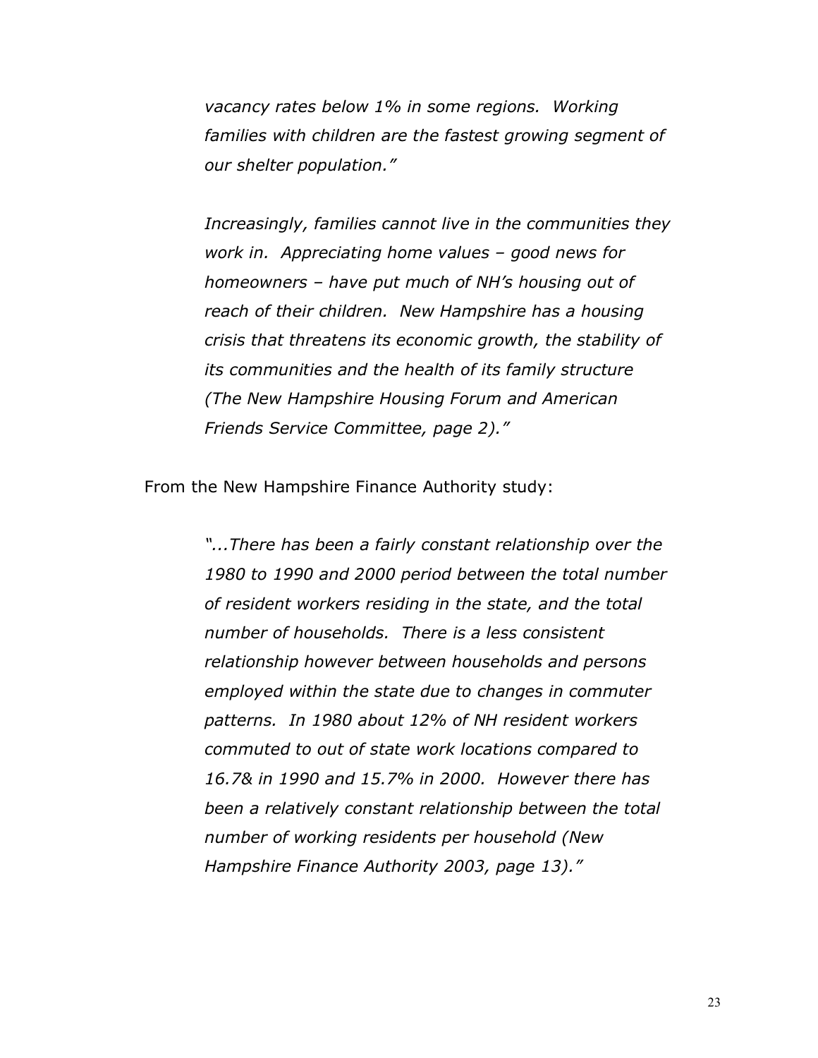*vacancy rates below 1% in some regions. Working families with children are the fastest growing segment of our shelter population."*

*Increasingly, families cannot live in the communities they work in. Appreciating home values – good news for homeowners – have put much of NH's housing out of reach of their children. New Hampshire has a housing crisis that threatens its economic growth, the stability of its communities and the health of its family structure (The New Hampshire Housing Forum and American Friends Service Committee, page 2)."*

From the New Hampshire Finance Authority study:

*"...There has been a fairly constant relationship over the 1980 to 1990 and 2000 period between the total number of resident workers residing in the state, and the total number of households. There is a less consistent relationship however between households and persons employed within the state due to changes in commuter patterns. In 1980 about 12% of NH resident workers commuted to out of state work locations compared to 16.7& in 1990 and 15.7% in 2000. However there has been a relatively constant relationship between the total number of working residents per household (New Hampshire Finance Authority 2003, page 13)."*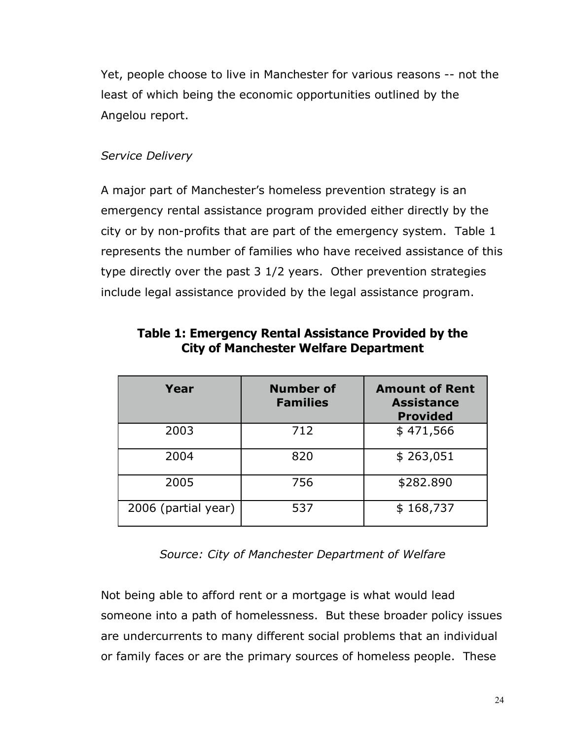Yet, people choose to live in Manchester for various reasons -- not the least of which being the economic opportunities outlined by the Angelou report.

*Service Delivery*

A major part of Manchester's homeless prevention strategy is an emergency rental assistance program provided either directly by the city or by non-profits that are part of the emergency system. Table 1 represents the number of families who have received assistance of this type directly over the past 3 1/2 years. Other prevention strategies include legal assistance provided by the legal assistance program.

**Table 1: Emergency Rental Assistance Provided by the City of Manchester Welfare Department**

| Year | Number of Families | Amount of Rent Assistance Provided |
|---|---|---|
| 2003 | 712 | $ 471,566 |
| 2004 | 820 | $ 263,051 |
| 2005 | 756 | $282.890 |
| 2006 (partial year) | 537 | $ 168,737 |

*Source: City of Manchester Department of Welfare*

Not being able to afford rent or a mortgage is what would lead someone into a path of homelessness. But these broader policy issues are undercurrents to many different social problems that an individual or family faces or are the primary sources of homeless people. These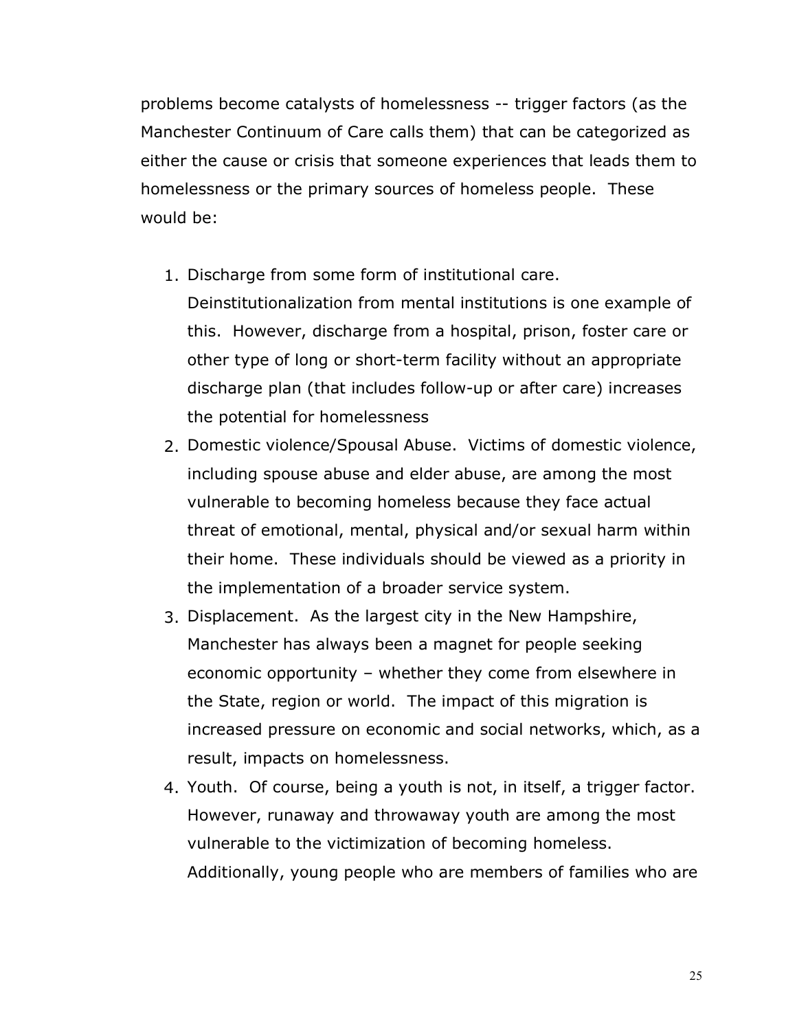problems become catalysts of homelessness -- trigger factors (as the Manchester Continuum of Care calls them) that can be categorized as either the cause or crisis that someone experiences that leads them to homelessness or the primary sources of homeless people. These would be:

1. Discharge from some form of institutional care. Deinstitutionalization from mental institutions is one example of this. However, discharge from a hospital, prison, foster care or other type of long or short-term facility without an appropriate discharge plan (that includes follow-up or after care) increases the potential for homelessness
2. Domestic violence/Spousal Abuse. Victims of domestic violence, including spouse abuse and elder abuse, are among the most vulnerable to becoming homeless because they face actual threat of emotional, mental, physical and/or sexual harm within their home. These individuals should be viewed as a priority in the implementation of a broader service system.
3. Displacement. As the largest city in the New Hampshire, Manchester has always been a magnet for people seeking economic opportunity – whether they come from elsewhere in the State, region or world. The impact of this migration is increased pressure on economic and social networks, which, as a result, impacts on homelessness.
4. Youth. Of course, being a youth is not, in itself, a trigger factor. However, runaway and throwaway youth are among the most vulnerable to the victimization of becoming homeless. Additionally, young people who are members of families who are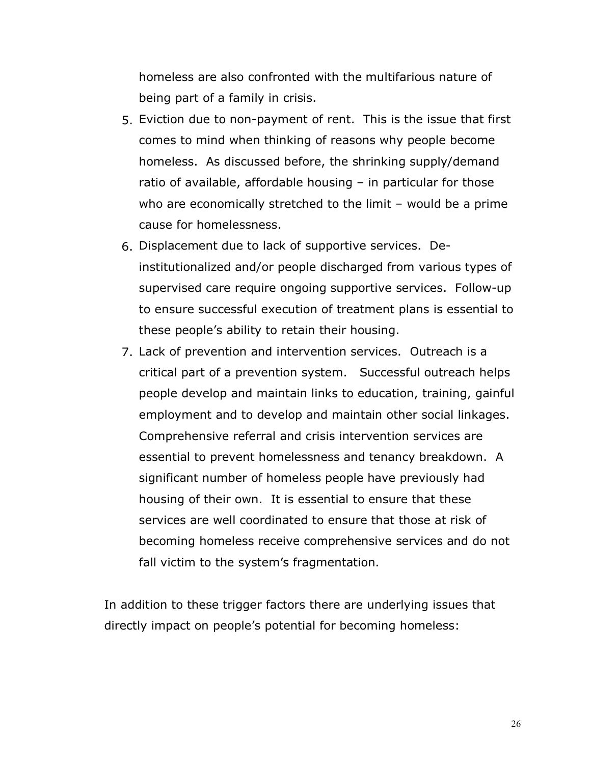homeless are also confronted with the multifarious nature of being part of a family in crisis.

5. Eviction due to non-payment of rent. This is the issue that first comes to mind when thinking of reasons why people become homeless. As discussed before, the shrinking supply/demand ratio of available, affordable housing – in particular for those who are economically stretched to the limit – would be a prime cause for homelessness.
6. Displacement due to lack of supportive services. De-institutionalized and/or people discharged from various types of supervised care require ongoing supportive services. Follow-up to ensure successful execution of treatment plans is essential to these people's ability to retain their housing.
7. Lack of prevention and intervention services. Outreach is a critical part of a prevention system. Successful outreach helps people develop and maintain links to education, training, gainful employment and to develop and maintain other social linkages. Comprehensive referral and crisis intervention services are essential to prevent homelessness and tenancy breakdown. A significant number of homeless people have previously had housing of their own. It is essential to ensure that these services are well coordinated to ensure that those at risk of becoming homeless receive comprehensive services and do not fall victim to the system's fragmentation.

In addition to these trigger factors there are underlying issues that directly impact on people's potential for becoming homeless: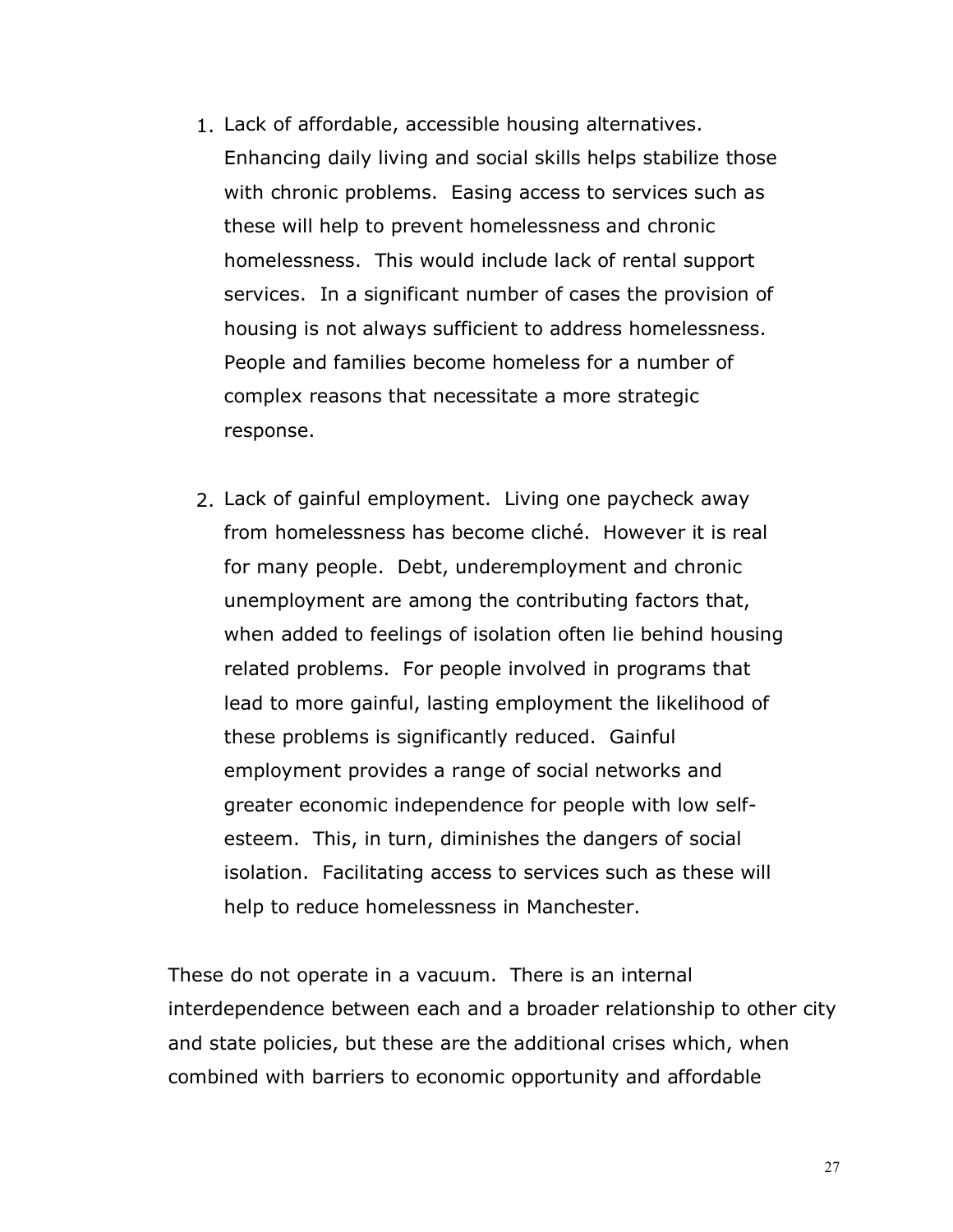1. Lack of affordable, accessible housing alternatives. Enhancing daily living and social skills helps stabilize those with chronic problems. Easing access to services such as these will help to prevent homelessness and chronic homelessness. This would include lack of rental support services. In a significant number of cases the provision of housing is not always sufficient to address homelessness. People and families become homeless for a number of complex reasons that necessitate a more strategic response.

2. Lack of gainful employment. Living one paycheck away from homelessness has become cliché. However it is real for many people. Debt, underemployment and chronic unemployment are among the contributing factors that, when added to feelings of isolation often lie behind housing related problems. For people involved in programs that lead to more gainful, lasting employment the likelihood of these problems is significantly reduced. Gainful employment provides a range of social networks and greater economic independence for people with low self-esteem. This, in turn, diminishes the dangers of social isolation. Facilitating access to services such as these will help to reduce homelessness in Manchester.

These do not operate in a vacuum. There is an internal interdependence between each and a broader relationship to other city and state policies, but these are the additional crises which, when combined with barriers to economic opportunity and affordable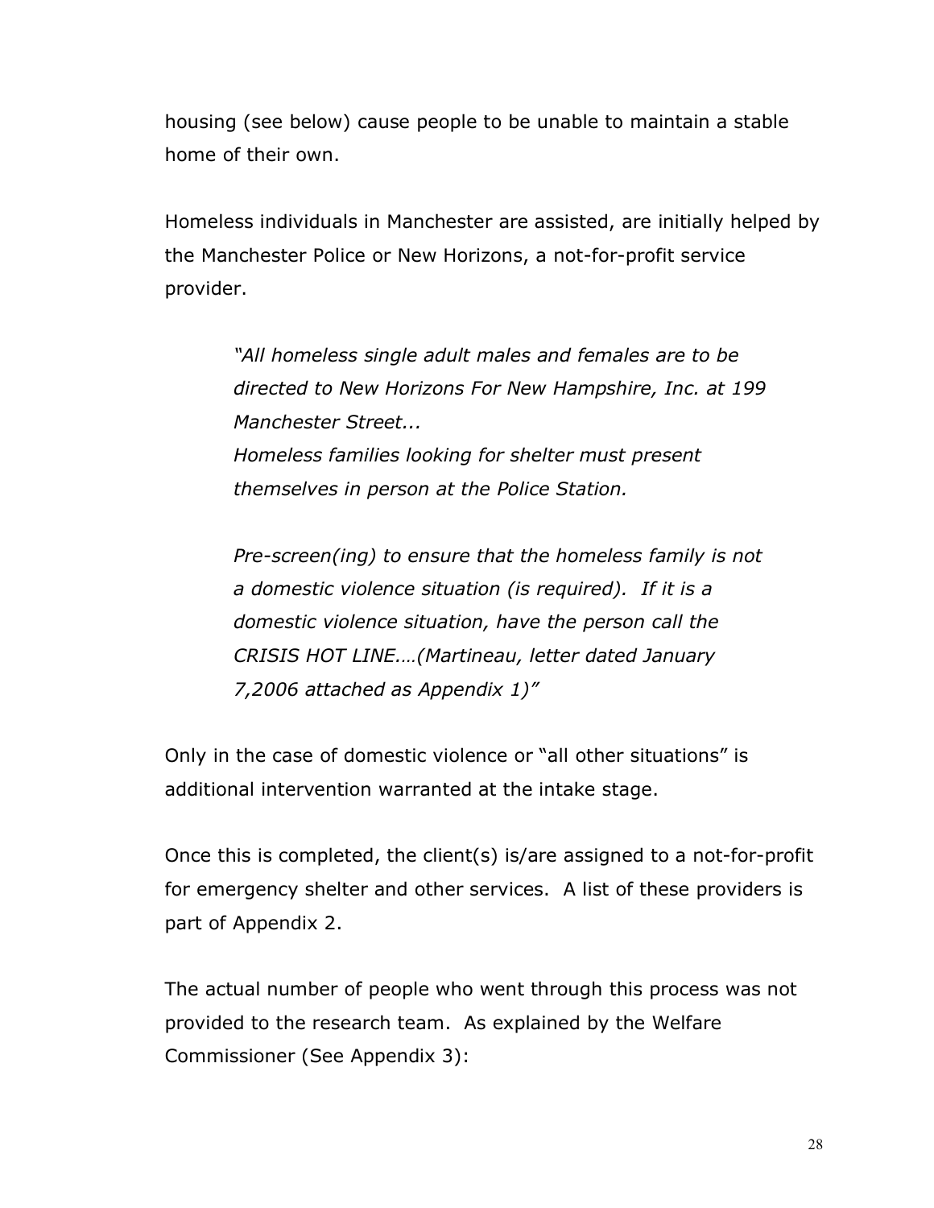housing (see below) cause people to be unable to maintain a stable home of their own.

Homeless individuals in Manchester are assisted, are initially helped by the Manchester Police or New Horizons, a not-for-profit service provider.

> *"All homeless single adult males and females are to be directed to New Horizons For New Hampshire, Inc. at 199 Manchester Street...*
> *Homeless families looking for shelter must present themselves in person at the Police Station.*
>
> *Pre-screen(ing) to ensure that the homeless family is not a domestic violence situation (is required). If it is a domestic violence situation, have the person call the CRISIS HOT LINE.…(Martineau, letter dated January 7,2006 attached as Appendix 1)"*

Only in the case of domestic violence or "all other situations" is additional intervention warranted at the intake stage.

Once this is completed, the client(s) is/are assigned to a not-for-profit for emergency shelter and other services. A list of these providers is part of Appendix 2.

The actual number of people who went through this process was not provided to the research team. As explained by the Welfare Commissioner (See Appendix 3):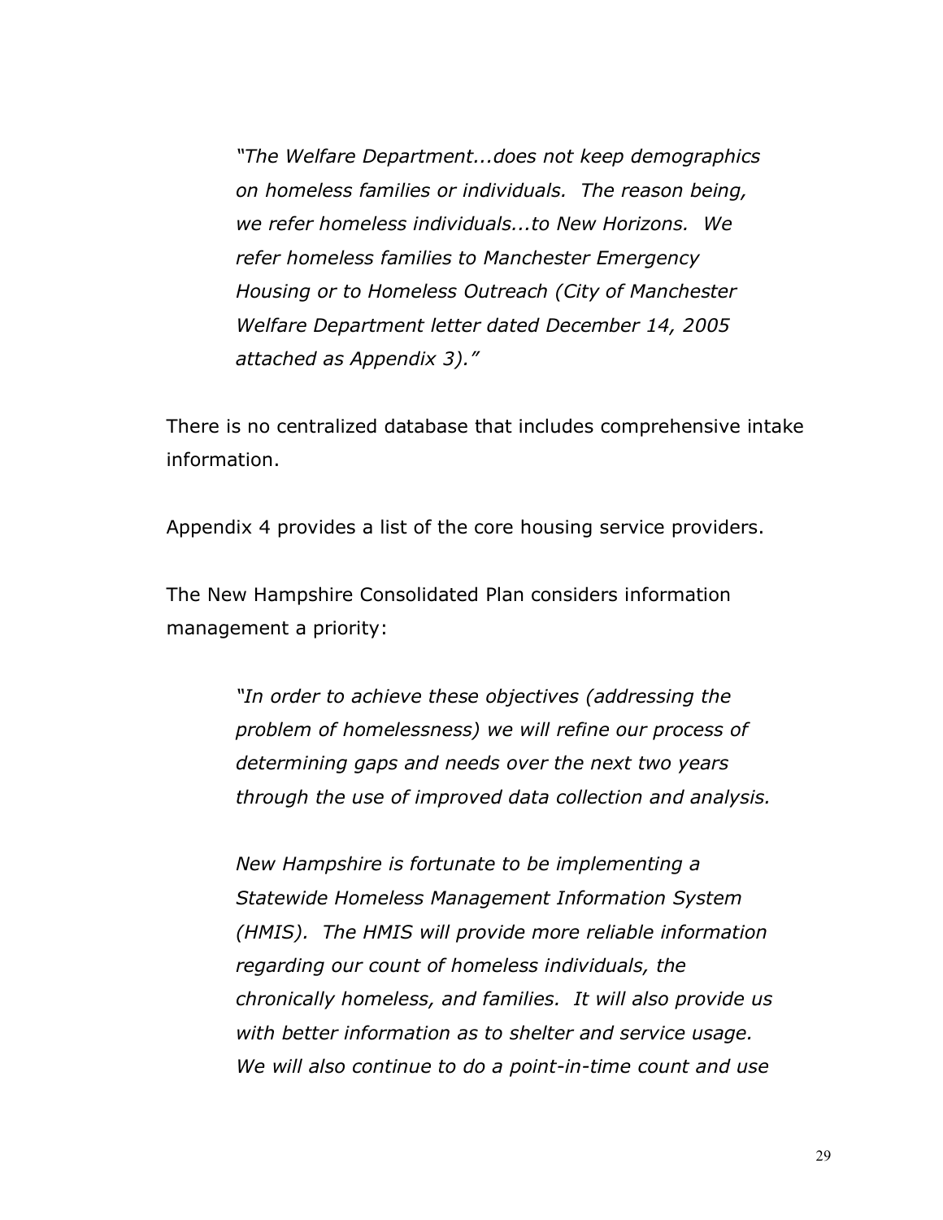> *"The Welfare Department...does not keep demographics on homeless families or individuals. The reason being, we refer homeless individuals...to New Horizons. We refer homeless families to Manchester Emergency Housing or to Homeless Outreach (City of Manchester Welfare Department letter dated December 14, 2005 attached as Appendix 3)."*

There is no centralized database that includes comprehensive intake information.

Appendix 4 provides a list of the core housing service providers.

The New Hampshire Consolidated Plan considers information management a priority:

> *"In order to achieve these objectives (addressing the problem of homelessness) we will refine our process of determining gaps and needs over the next two years through the use of improved data collection and analysis.*
>
> *New Hampshire is fortunate to be implementing a Statewide Homeless Management Information System (HMIS). The HMIS will provide more reliable information regarding our count of homeless individuals, the chronically homeless, and families. It will also provide us with better information as to shelter and service usage. We will also continue to do a point-in-time count and use*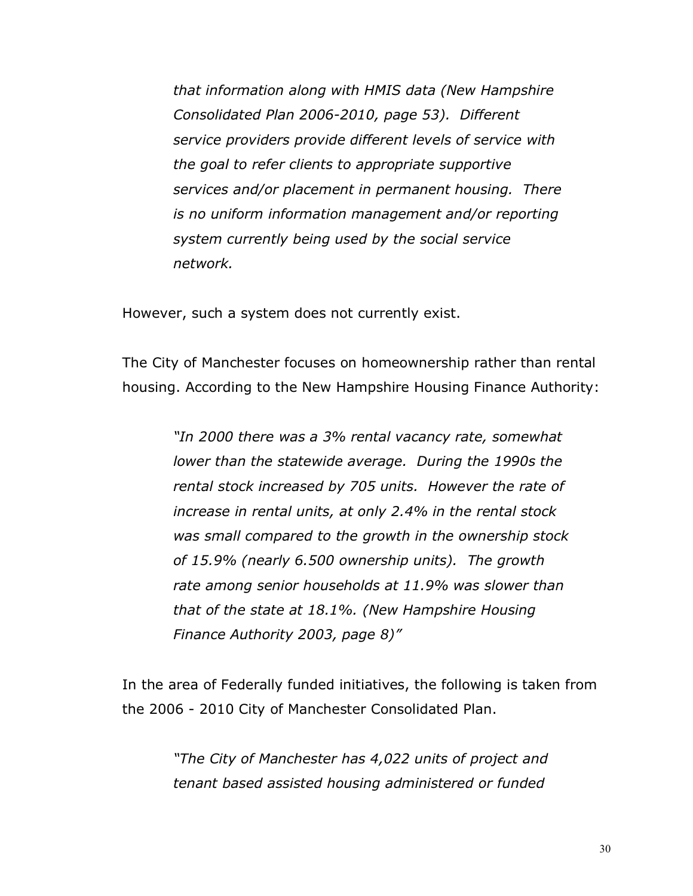> *that information along with HMIS data (New Hampshire Consolidated Plan 2006-2010, page 53). Different service providers provide different levels of service with the goal to refer clients to appropriate supportive services and/or placement in permanent housing. There is no uniform information management and/or reporting system currently being used by the social service network.*

However, such a system does not currently exist.

The City of Manchester focuses on homeownership rather than rental housing. According to the New Hampshire Housing Finance Authority:

> *"In 2000 there was a 3% rental vacancy rate, somewhat lower than the statewide average. During the 1990s the rental stock increased by 705 units. However the rate of increase in rental units, at only 2.4% in the rental stock was small compared to the growth in the ownership stock of 15.9% (nearly 6.500 ownership units). The growth rate among senior households at 11.9% was slower than that of the state at 18.1%. (New Hampshire Housing Finance Authority 2003, page 8)"*

In the area of Federally funded initiatives, the following is taken from the 2006 - 2010 City of Manchester Consolidated Plan.

> *"The City of Manchester has 4,022 units of project and tenant based assisted housing administered or funded*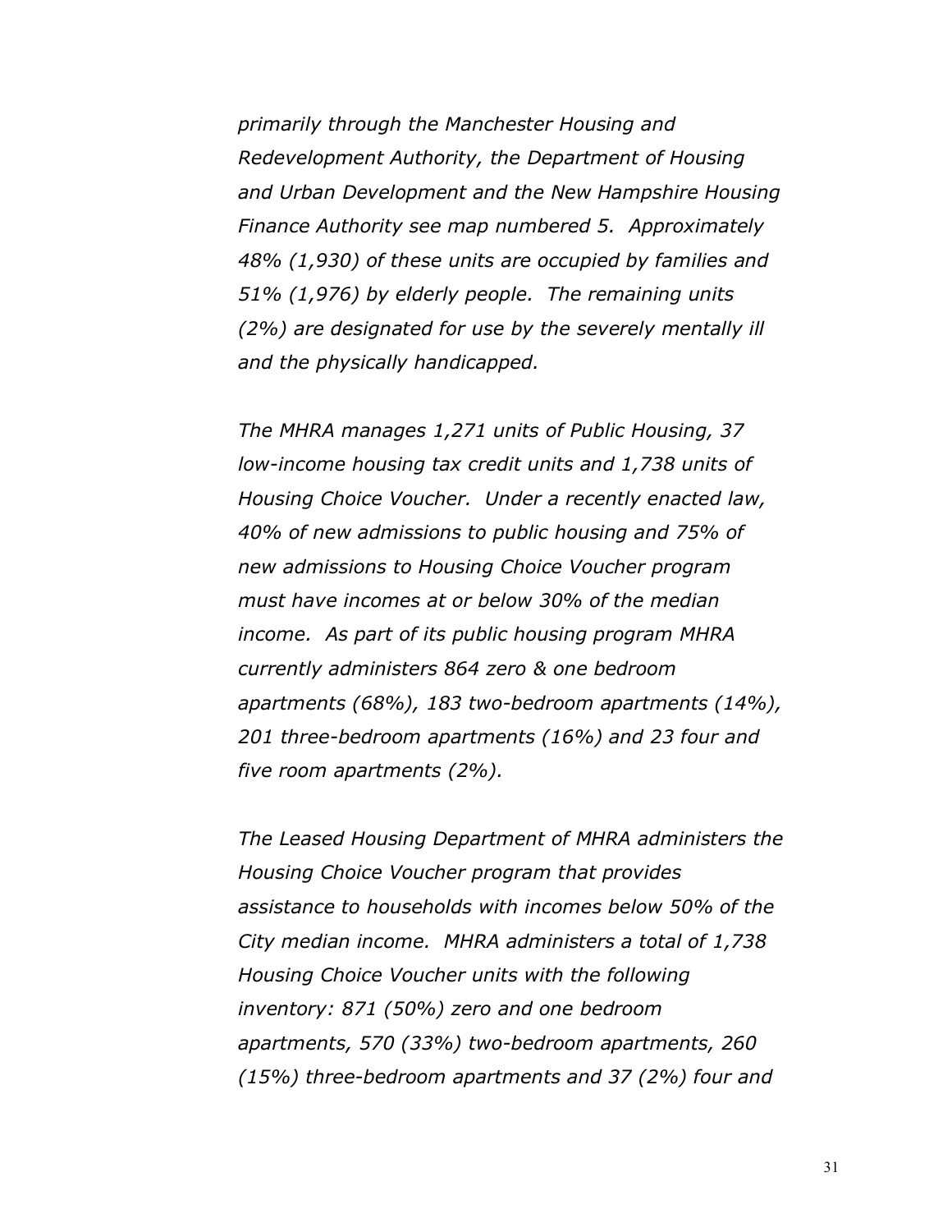*primarily through the Manchester Housing and Redevelopment Authority, the Department of Housing and Urban Development and the New Hampshire Housing Finance Authority see map numbered 5. Approximately 48% (1,930) of these units are occupied by families and 51% (1,976) by elderly people. The remaining units (2%) are designated for use by the severely mentally ill and the physically handicapped.*

*The MHRA manages 1,271 units of Public Housing, 37 low-income housing tax credit units and 1,738 units of Housing Choice Voucher. Under a recently enacted law, 40% of new admissions to public housing and 75% of new admissions to Housing Choice Voucher program must have incomes at or below 30% of the median income. As part of its public housing program MHRA currently administers 864 zero & one bedroom apartments (68%), 183 two-bedroom apartments (14%), 201 three-bedroom apartments (16%) and 23 four and five room apartments (2%).*

*The Leased Housing Department of MHRA administers the Housing Choice Voucher program that provides assistance to households with incomes below 50% of the City median income. MHRA administers a total of 1,738 Housing Choice Voucher units with the following inventory: 871 (50%) zero and one bedroom apartments, 570 (33%) two-bedroom apartments, 260 (15%) three-bedroom apartments and 37 (2%) four and*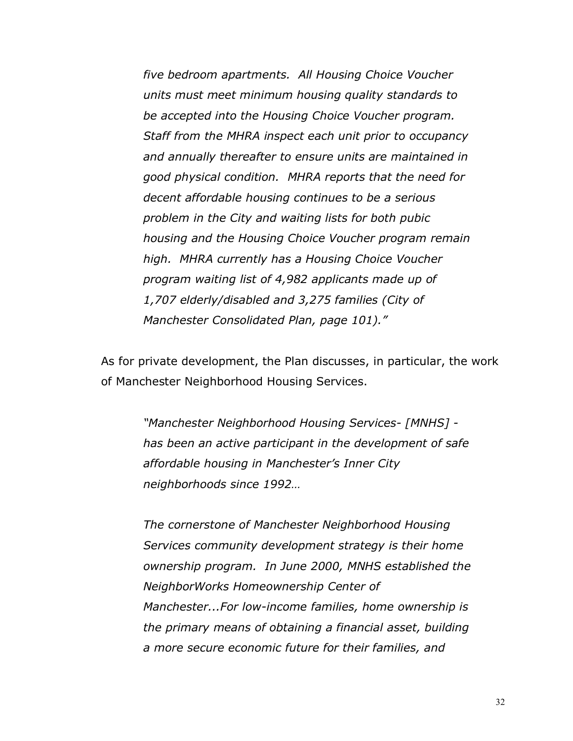*five bedroom apartments. All Housing Choice Voucher units must meet minimum housing quality standards to be accepted into the Housing Choice Voucher program. Staff from the MHRA inspect each unit prior to occupancy and annually thereafter to ensure units are maintained in good physical condition. MHRA reports that the need for decent affordable housing continues to be a serious problem in the City and waiting lists for both pubic housing and the Housing Choice Voucher program remain high. MHRA currently has a Housing Choice Voucher program waiting list of 4,982 applicants made up of 1,707 elderly/disabled and 3,275 families (City of Manchester Consolidated Plan, page 101)."*

As for private development, the Plan discusses, in particular, the work of Manchester Neighborhood Housing Services.

> *"Manchester Neighborhood Housing Services- [MNHS] - has been an active participant in the development of safe affordable housing in Manchester's Inner City neighborhoods since 1992…*
>
> *The cornerstone of Manchester Neighborhood Housing Services community development strategy is their home ownership program. In June 2000, MNHS established the NeighborWorks Homeownership Center of Manchester...For low-income families, home ownership is the primary means of obtaining a financial asset, building a more secure economic future for their families, and*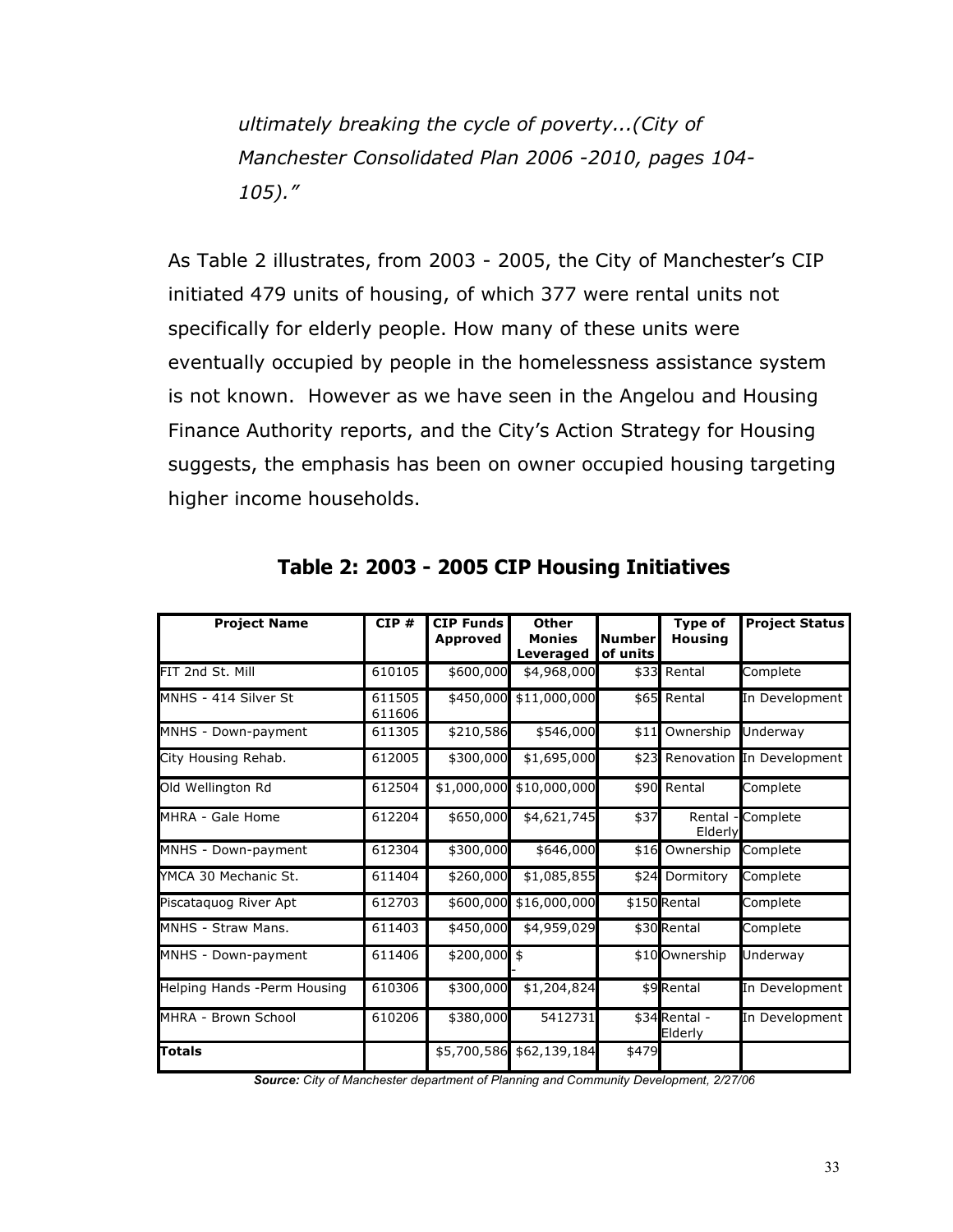*ultimately breaking the cycle of poverty...(City of Manchester Consolidated Plan 2006 -2010, pages 104-105)."*

As Table 2 illustrates, from 2003 - 2005, the City of Manchester's CIP initiated 479 units of housing, of which 377 were rental units not specifically for elderly people. How many of these units were eventually occupied by people in the homelessness assistance system is not known. However as we have seen in the Angelou and Housing Finance Authority reports, and the City's Action Strategy for Housing suggests, the emphasis has been on owner occupied housing targeting higher income households.

## Table 2: 2003 - 2005 CIP Housing Initiatives

| Project Name | CIP # | CIP Funds Approved | Other Monies Leveraged | Number of units | Type of Housing | Project Status |
|---|---|---|---|---|---|---|
| FIT 2nd St. Mill | 610105 | $600,000 | $4,968,000 | $33 | Rental | Complete |
| MNHS - 414 Silver St | 611505 611606 | $450,000 | $11,000,000 | $65 | Rental | In Development |
| MNHS - Down-payment | 611305 | $210,586 | $546,000 | $11 | Ownership | Underway |
| City Housing Rehab. | 612005 | $300,000 | $1,695,000 | $23 | Renovation | In Development |
| Old Wellington Rd | 612504 | $1,000,000 | $10,000,000 | $90 | Rental | Complete |
| MHRA - Gale Home | 612204 | $650,000 | $4,621,745 | $37 | Rental - Elderly | Complete |
| MNHS - Down-payment | 612304 | $300,000 | $646,000 | $16 | Ownership | Complete |
| YMCA 30 Mechanic St. | 611404 | $260,000 | $1,085,855 | $24 | Dormitory | Complete |
| Piscataquog River Apt | 612703 | $600,000 | $16,000,000 | $150 | Rental | Complete |
| MNHS - Straw Mans. | 611403 | $450,000 | $4,959,029 | $30 | Rental | Complete |
| MNHS - Down-payment | 611406 | $200,000 | $ - | $10 | Ownership | Underway |
| Helping Hands -Perm Housing | 610306 | $300,000 | $1,204,824 | $9 | Rental | In Development |
| MHRA - Brown School | 610206 | $380,000 | 5412731 | $34 | Rental - Elderly | In Development |
| **Totals** | | $5,700,586 | $62,139,184 | $479 | | |

***Source:*** *City of Manchester department of Planning and Community Development, 2/27/06*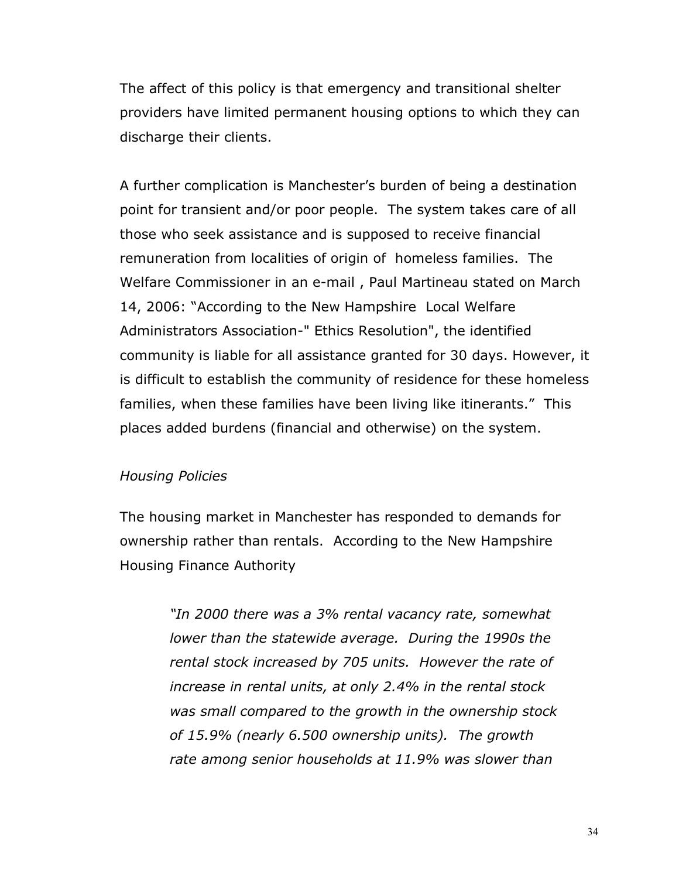The affect of this policy is that emergency and transitional shelter providers have limited permanent housing options to which they can discharge their clients.

A further complication is Manchester's burden of being a destination point for transient and/or poor people. The system takes care of all those who seek assistance and is supposed to receive financial remuneration from localities of origin of homeless families. The Welfare Commissioner in an e-mail , Paul Martineau stated on March 14, 2006: "According to the New Hampshire Local Welfare Administrators Association-" Ethics Resolution", the identified community is liable for all assistance granted for 30 days. However, it is difficult to establish the community of residence for these homeless families, when these families have been living like itinerants." This places added burdens (financial and otherwise) on the system.

*Housing Policies*

The housing market in Manchester has responded to demands for ownership rather than rentals. According to the New Hampshire Housing Finance Authority

> *"In 2000 there was a 3% rental vacancy rate, somewhat lower than the statewide average. During the 1990s the rental stock increased by 705 units. However the rate of increase in rental units, at only 2.4% in the rental stock was small compared to the growth in the ownership stock of 15.9% (nearly 6.500 ownership units). The growth rate among senior households at 11.9% was slower than*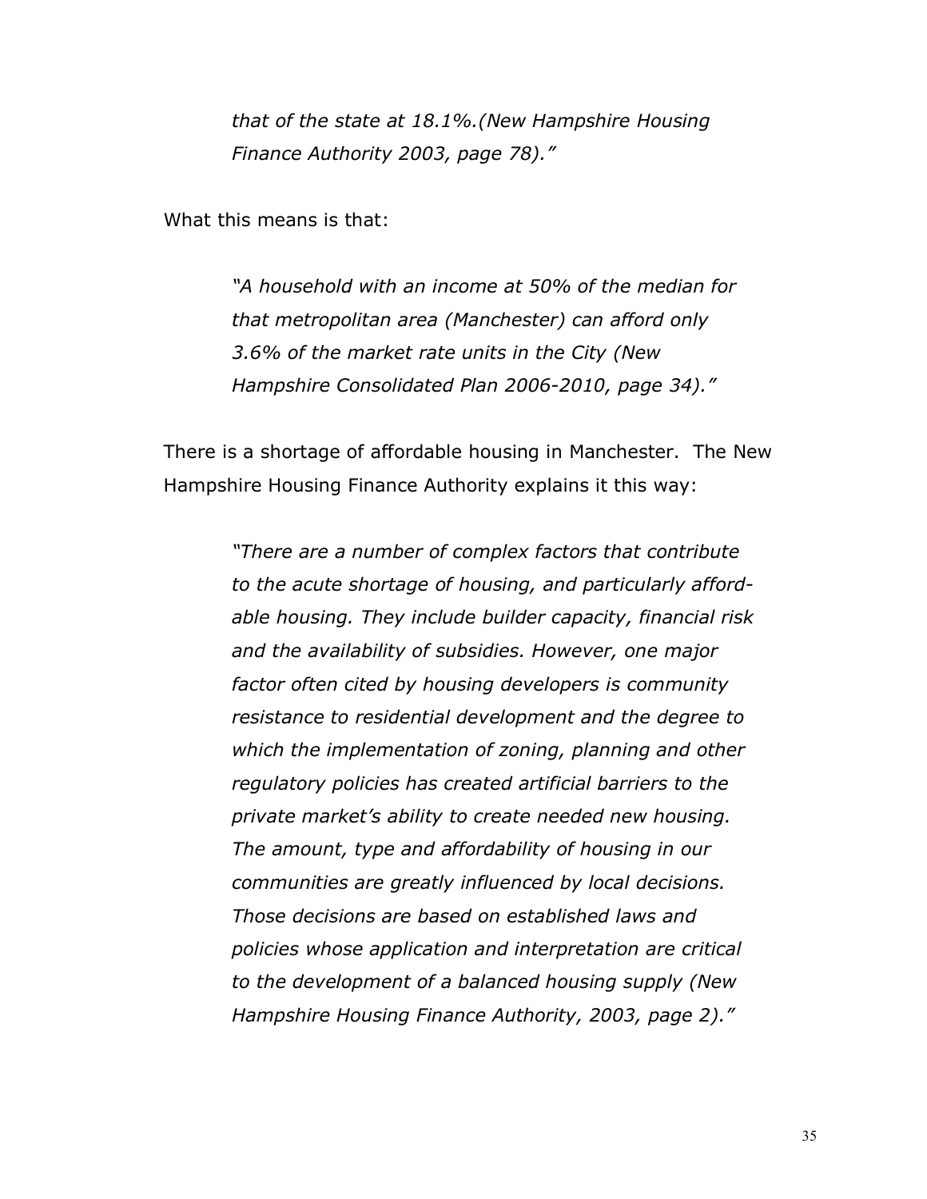*that of the state at 18.1%.(New Hampshire Housing Finance Authority 2003, page 78)."*

What this means is that:

> *"A household with an income at 50% of the median for that metropolitan area (Manchester) can afford only 3.6% of the market rate units in the City (New Hampshire Consolidated Plan 2006-2010, page 34)."*

There is a shortage of affordable housing in Manchester. The New Hampshire Housing Finance Authority explains it this way:

> *"There are a number of complex factors that contribute to the acute shortage of housing, and particularly affordable housing. They include builder capacity, financial risk and the availability of subsidies. However, one major factor often cited by housing developers is community resistance to residential development and the degree to which the implementation of zoning, planning and other regulatory policies has created artificial barriers to the private market's ability to create needed new housing. The amount, type and affordability of housing in our communities are greatly influenced by local decisions. Those decisions are based on established laws and policies whose application and interpretation are critical to the development of a balanced housing supply (New Hampshire Housing Finance Authority, 2003, page 2)."*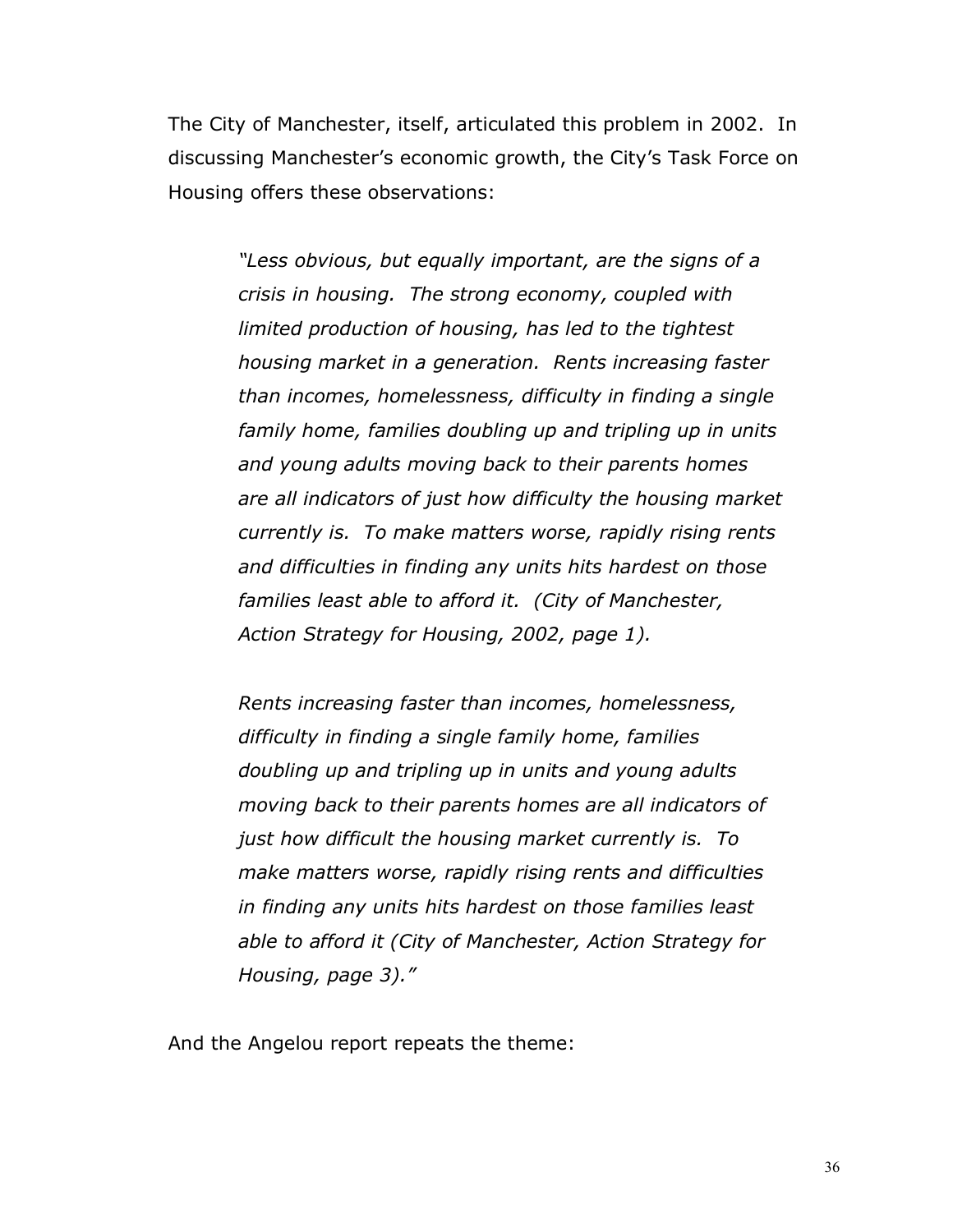The City of Manchester, itself, articulated this problem in 2002. In discussing Manchester's economic growth, the City's Task Force on Housing offers these observations:

> *"Less obvious, but equally important, are the signs of a crisis in housing. The strong economy, coupled with limited production of housing, has led to the tightest housing market in a generation. Rents increasing faster than incomes, homelessness, difficulty in finding a single family home, families doubling up and tripling up in units and young adults moving back to their parents homes are all indicators of just how difficulty the housing market currently is. To make matters worse, rapidly rising rents and difficulties in finding any units hits hardest on those families least able to afford it. (City of Manchester, Action Strategy for Housing, 2002, page 1).*
>
> *Rents increasing faster than incomes, homelessness, difficulty in finding a single family home, families doubling up and tripling up in units and young adults moving back to their parents homes are all indicators of just how difficult the housing market currently is. To make matters worse, rapidly rising rents and difficulties in finding any units hits hardest on those families least able to afford it (City of Manchester, Action Strategy for Housing, page 3)."*

And the Angelou report repeats the theme: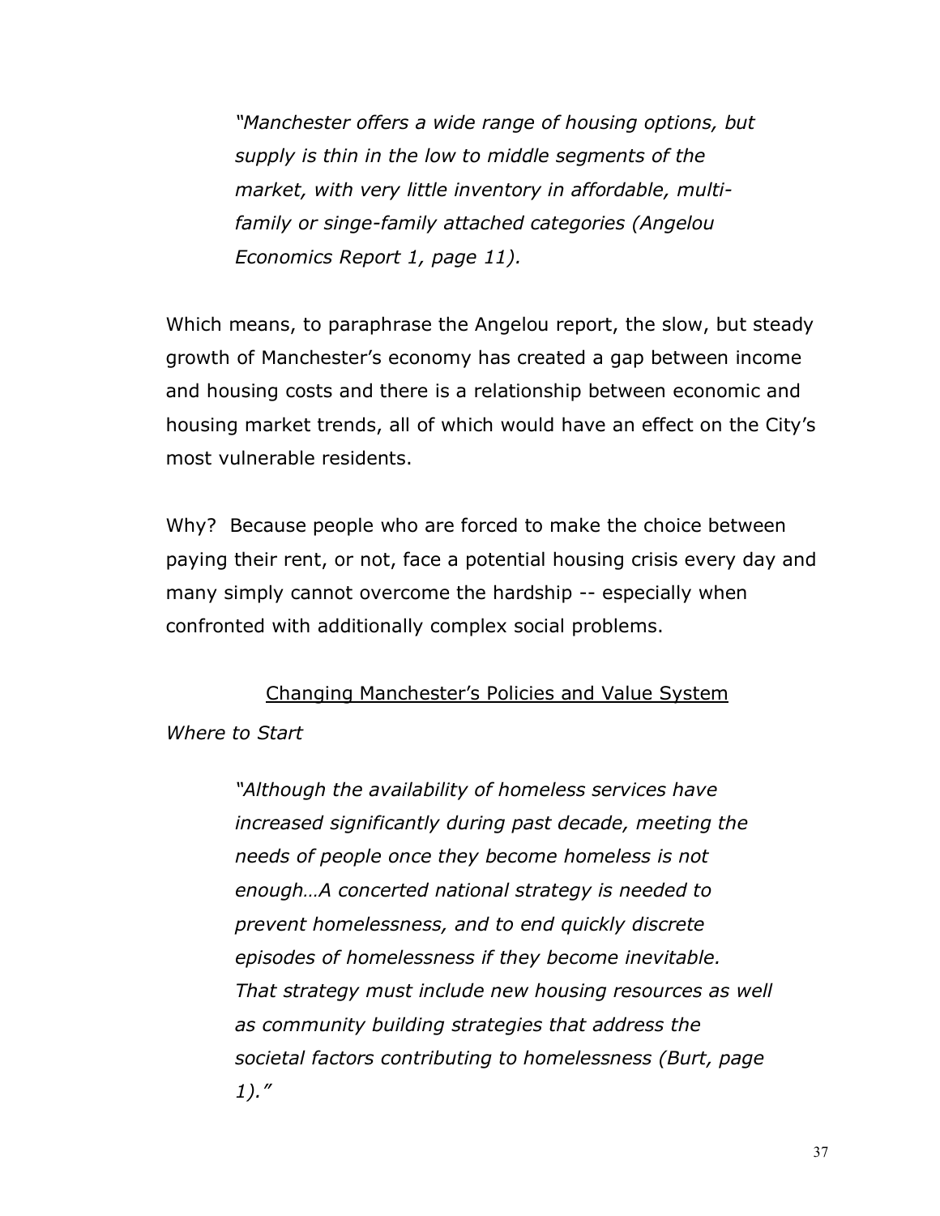> *"Manchester offers a wide range of housing options, but supply is thin in the low to middle segments of the market, with very little inventory in affordable, multi-family or singe-family attached categories (Angelou Economics Report 1, page 11).*

Which means, to paraphrase the Angelou report, the slow, but steady growth of Manchester's economy has created a gap between income and housing costs and there is a relationship between economic and housing market trends, all of which would have an effect on the City's most vulnerable residents.

Why? Because people who are forced to make the choice between paying their rent, or not, face a potential housing crisis every day and many simply cannot overcome the hardship -- especially when confronted with additionally complex social problems.

<u>Changing Manchester's Policies and Value System</u>

*Where to Start*

> *"Although the availability of homeless services have increased significantly during past decade, meeting the needs of people once they become homeless is not enough…A concerted national strategy is needed to prevent homelessness, and to end quickly discrete episodes of homelessness if they become inevitable. That strategy must include new housing resources as well as community building strategies that address the societal factors contributing to homelessness (Burt, page 1)."*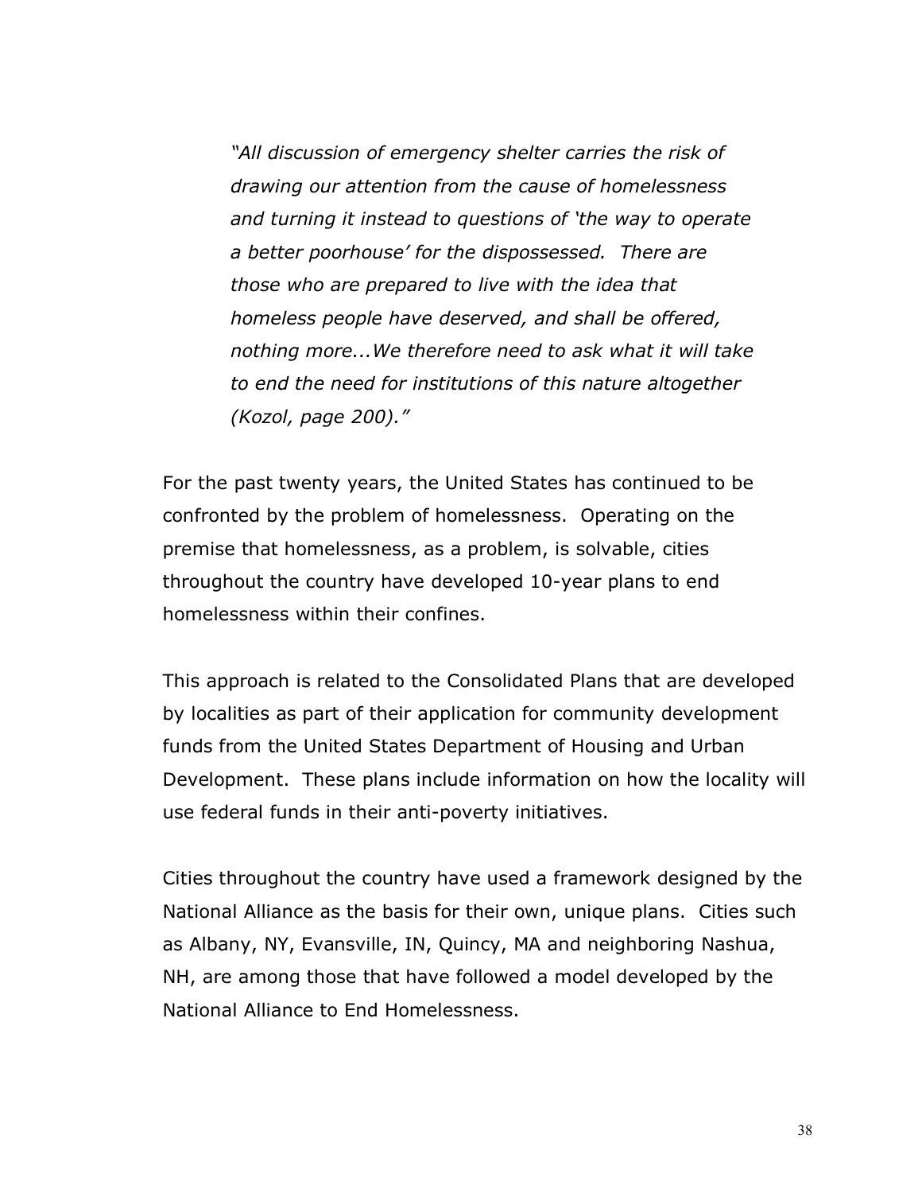> *"All discussion of emergency shelter carries the risk of drawing our attention from the cause of homelessness and turning it instead to questions of 'the way to operate a better poorhouse' for the dispossessed. There are those who are prepared to live with the idea that homeless people have deserved, and shall be offered, nothing more...We therefore need to ask what it will take to end the need for institutions of this nature altogether (Kozol, page 200)."*

For the past twenty years, the United States has continued to be confronted by the problem of homelessness. Operating on the premise that homelessness, as a problem, is solvable, cities throughout the country have developed 10-year plans to end homelessness within their confines.

This approach is related to the Consolidated Plans that are developed by localities as part of their application for community development funds from the United States Department of Housing and Urban Development. These plans include information on how the locality will use federal funds in their anti-poverty initiatives.

Cities throughout the country have used a framework designed by the National Alliance as the basis for their own, unique plans. Cities such as Albany, NY, Evansville, IN, Quincy, MA and neighboring Nashua, NH, are among those that have followed a model developed by the National Alliance to End Homelessness.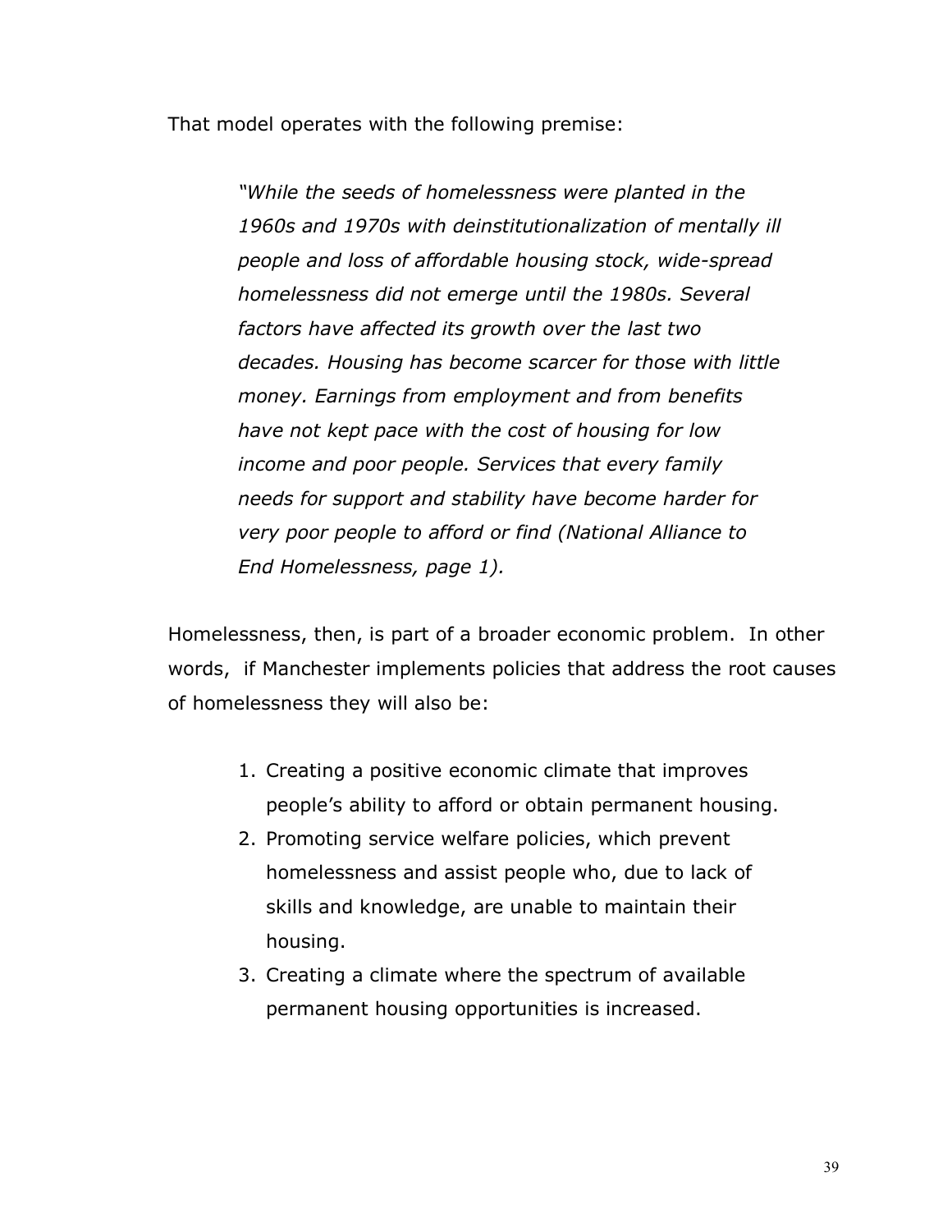That model operates with the following premise:

> *"While the seeds of homelessness were planted in the 1960s and 1970s with deinstitutionalization of mentally ill people and loss of affordable housing stock, wide-spread homelessness did not emerge until the 1980s. Several factors have affected its growth over the last two decades. Housing has become scarcer for those with little money. Earnings from employment and from benefits have not kept pace with the cost of housing for low income and poor people. Services that every family needs for support and stability have become harder for very poor people to afford or find (National Alliance to End Homelessness, page 1).*

Homelessness, then, is part of a broader economic problem. In other words, if Manchester implements policies that address the root causes of homelessness they will also be:

1. Creating a positive economic climate that improves people's ability to afford or obtain permanent housing.
2. Promoting service welfare policies, which prevent homelessness and assist people who, due to lack of skills and knowledge, are unable to maintain their housing.
3. Creating a climate where the spectrum of available permanent housing opportunities is increased.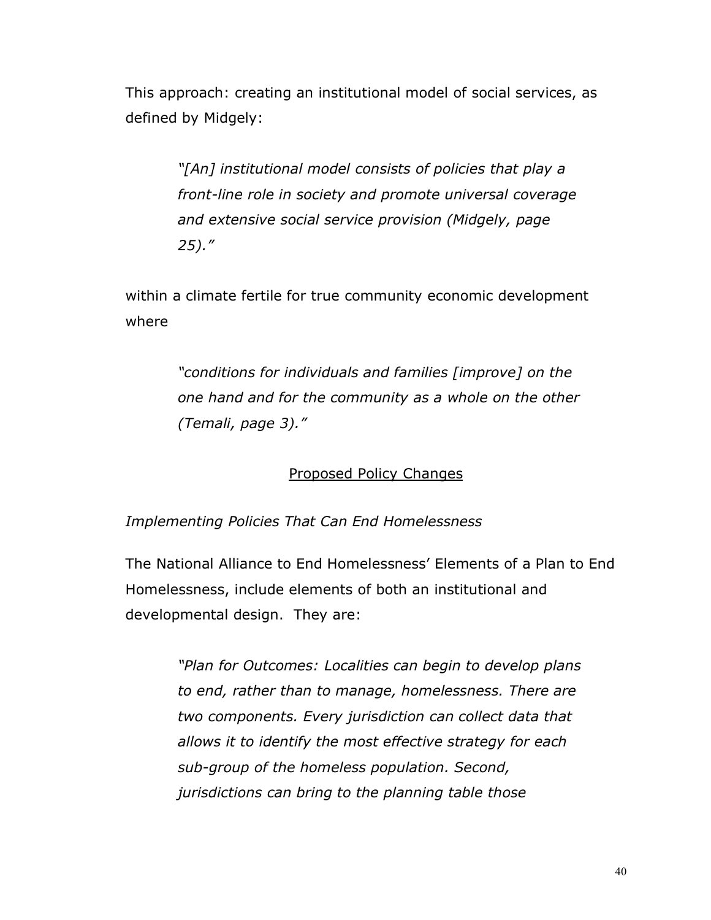This approach: creating an institutional model of social services, as defined by Midgely:

> *"[An] institutional model consists of policies that play a front-line role in society and promote universal coverage and extensive social service provision (Midgely, page 25)."*

within a climate fertile for true community economic development where

> *"conditions for individuals and families [improve] on the one hand and for the community as a whole on the other (Temali, page 3)."*

## Proposed Policy Changes

*Implementing Policies That Can End Homelessness*

The National Alliance to End Homelessness' Elements of a Plan to End Homelessness, include elements of both an institutional and developmental design. They are:

> *"Plan for Outcomes: Localities can begin to develop plans to end, rather than to manage, homelessness. There are two components. Every jurisdiction can collect data that allows it to identify the most effective strategy for each sub-group of the homeless population. Second, jurisdictions can bring to the planning table those*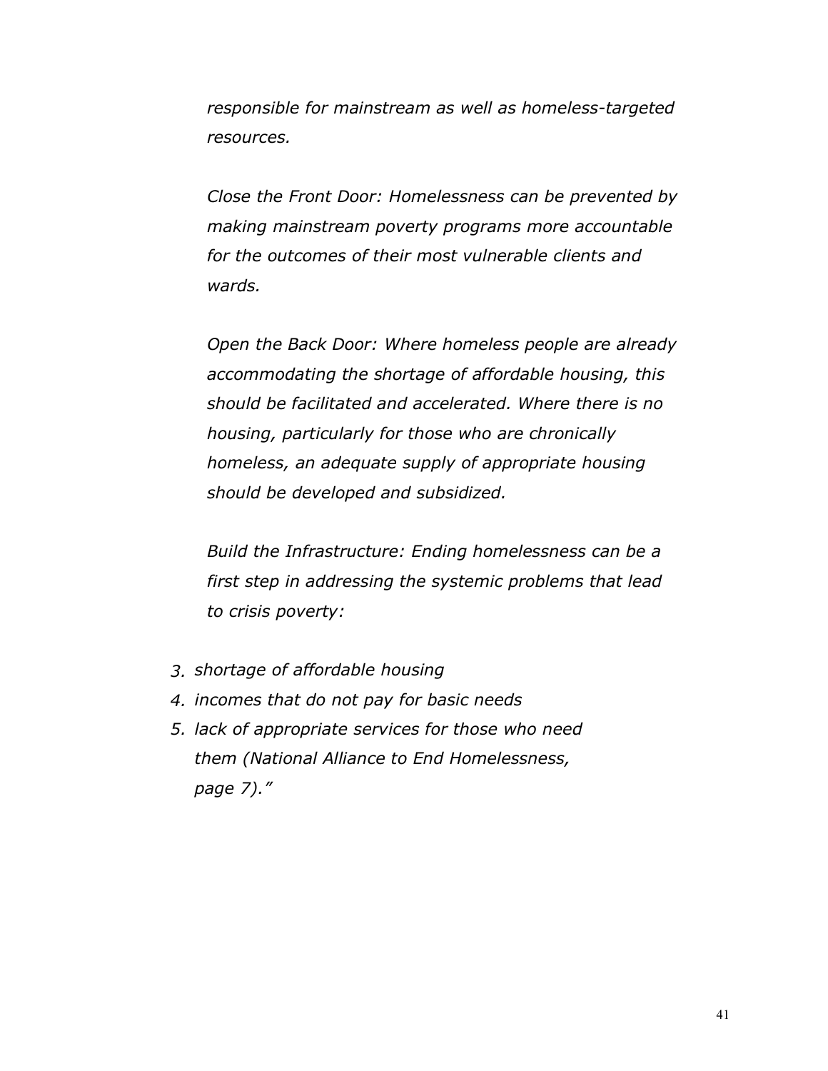*responsible for mainstream as well as homeless-targeted resources.*

*Close the Front Door: Homelessness can be prevented by making mainstream poverty programs more accountable for the outcomes of their most vulnerable clients and wards.*

*Open the Back Door: Where homeless people are already accommodating the shortage of affordable housing, this should be facilitated and accelerated. Where there is no housing, particularly for those who are chronically homeless, an adequate supply of appropriate housing should be developed and subsidized.*

*Build the Infrastructure: Ending homelessness can be a first step in addressing the systemic problems that lead to crisis poverty:*

3. *shortage of affordable housing*
4. *incomes that do not pay for basic needs*
5. *lack of appropriate services for those who need them (National Alliance to End Homelessness, page 7)."*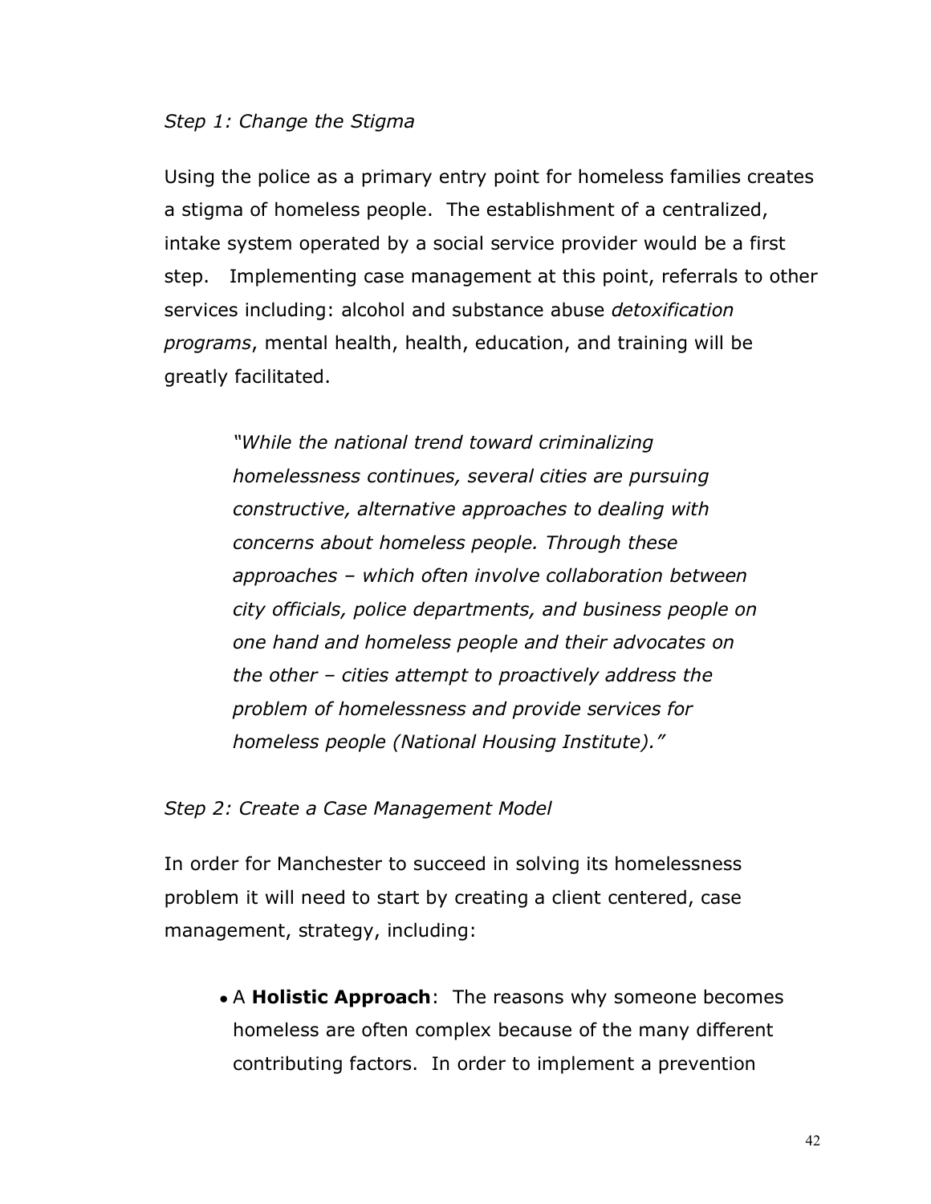*Step 1: Change the Stigma*

Using the police as a primary entry point for homeless families creates a stigma of homeless people. The establishment of a centralized, intake system operated by a social service provider would be a first step. Implementing case management at this point, referrals to other services including: alcohol and substance abuse *detoxification programs*, mental health, health, education, and training will be greatly facilitated.

> *"While the national trend toward criminalizing homelessness continues, several cities are pursuing constructive, alternative approaches to dealing with concerns about homeless people. Through these approaches – which often involve collaboration between city officials, police departments, and business people on one hand and homeless people and their advocates on the other – cities attempt to proactively address the problem of homelessness and provide services for homeless people (National Housing Institute)."*

*Step 2: Create a Case Management Model*

In order for Manchester to succeed in solving its homelessness problem it will need to start by creating a client centered, case management, strategy, including:

- A **Holistic Approach**: The reasons why someone becomes homeless are often complex because of the many different contributing factors. In order to implement a prevention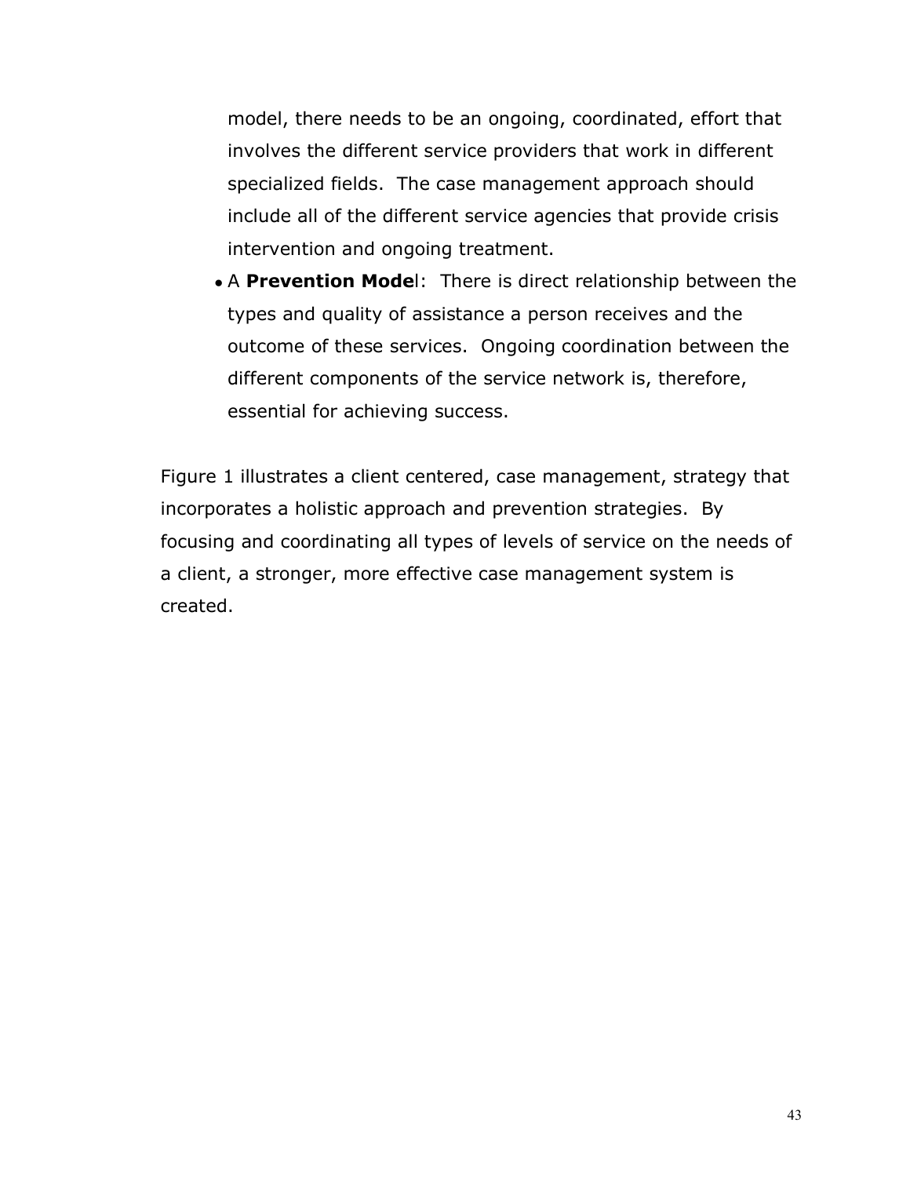model, there needs to be an ongoing, coordinated, effort that involves the different service providers that work in different specialized fields. The case management approach should include all of the different service agencies that provide crisis intervention and ongoing treatment.

- A **Prevention Model**: There is direct relationship between the types and quality of assistance a person receives and the outcome of these services. Ongoing coordination between the different components of the service network is, therefore, essential for achieving success.

Figure 1 illustrates a client centered, case management, strategy that incorporates a holistic approach and prevention strategies. By focusing and coordinating all types of levels of service on the needs of a client, a stronger, more effective case management system is created.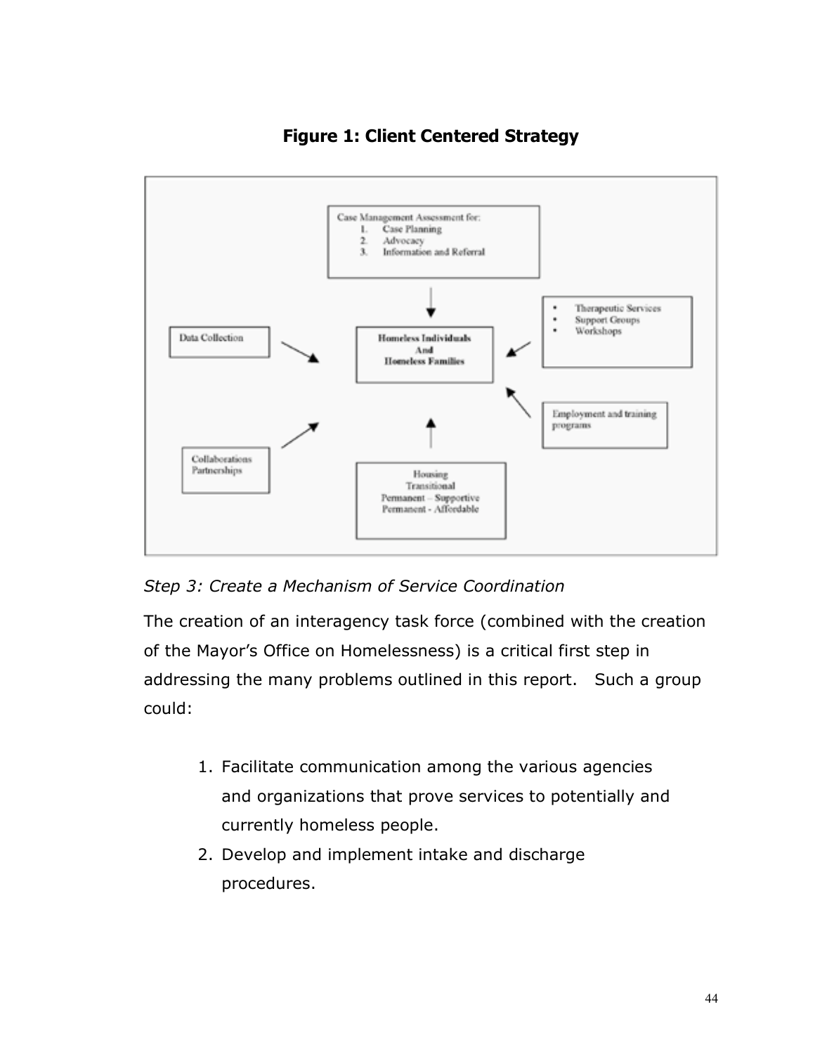**Figure 1: Client Centered Strategy**

Case Management Assessment for:
1. Case Planning
2. Advocacy
3. Information and Referral

Homeless Individuals
And
Homeless Families

Data Collection

- Therapeutic Services
- Support Groups
- Workshops

Employment and training programs

Collaborations
Partnerships

Housing
Transitional
Permanent – Supportive
Permanent - Affordable

*Step 3: Create a Mechanism of Service Coordination*

The creation of an interagency task force (combined with the creation of the Mayor's Office on Homelessness) is a critical first step in addressing the many problems outlined in this report. Such a group could:

1. Facilitate communication among the various agencies and organizations that prove services to potentially and currently homeless people.
2. Develop and implement intake and discharge procedures.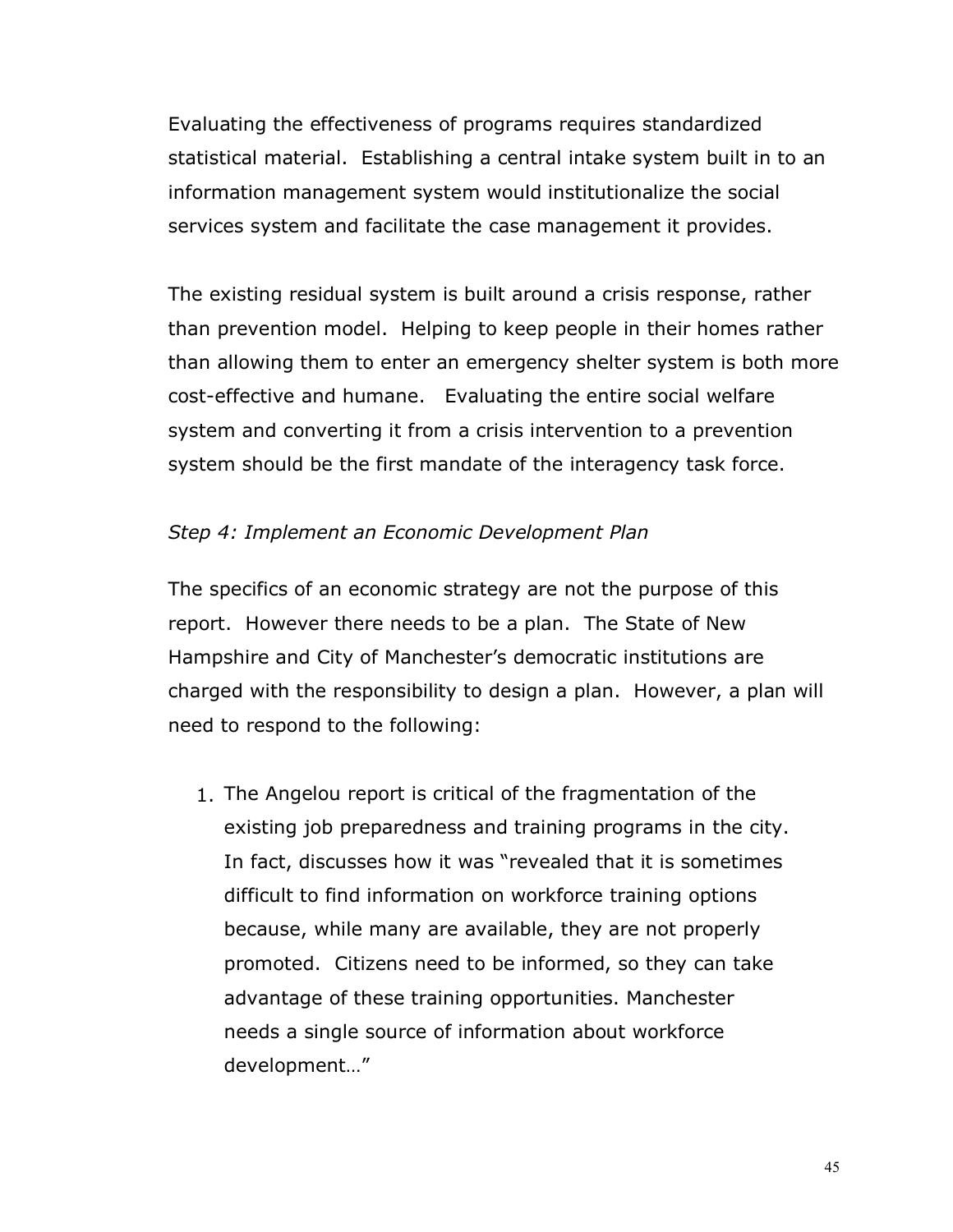Evaluating the effectiveness of programs requires standardized statistical material. Establishing a central intake system built in to an information management system would institutionalize the social services system and facilitate the case management it provides.

The existing residual system is built around a crisis response, rather than prevention model. Helping to keep people in their homes rather than allowing them to enter an emergency shelter system is both more cost-effective and humane. Evaluating the entire social welfare system and converting it from a crisis intervention to a prevention system should be the first mandate of the interagency task force.

*Step 4: Implement an Economic Development Plan*

The specifics of an economic strategy are not the purpose of this report. However there needs to be a plan. The State of New Hampshire and City of Manchester's democratic institutions are charged with the responsibility to design a plan. However, a plan will need to respond to the following:

1. The Angelou report is critical of the fragmentation of the existing job preparedness and training programs in the city. In fact, discusses how it was "revealed that it is sometimes difficult to find information on workforce training options because, while many are available, they are not properly promoted. Citizens need to be informed, so they can take advantage of these training opportunities. Manchester needs a single source of information about workforce development…"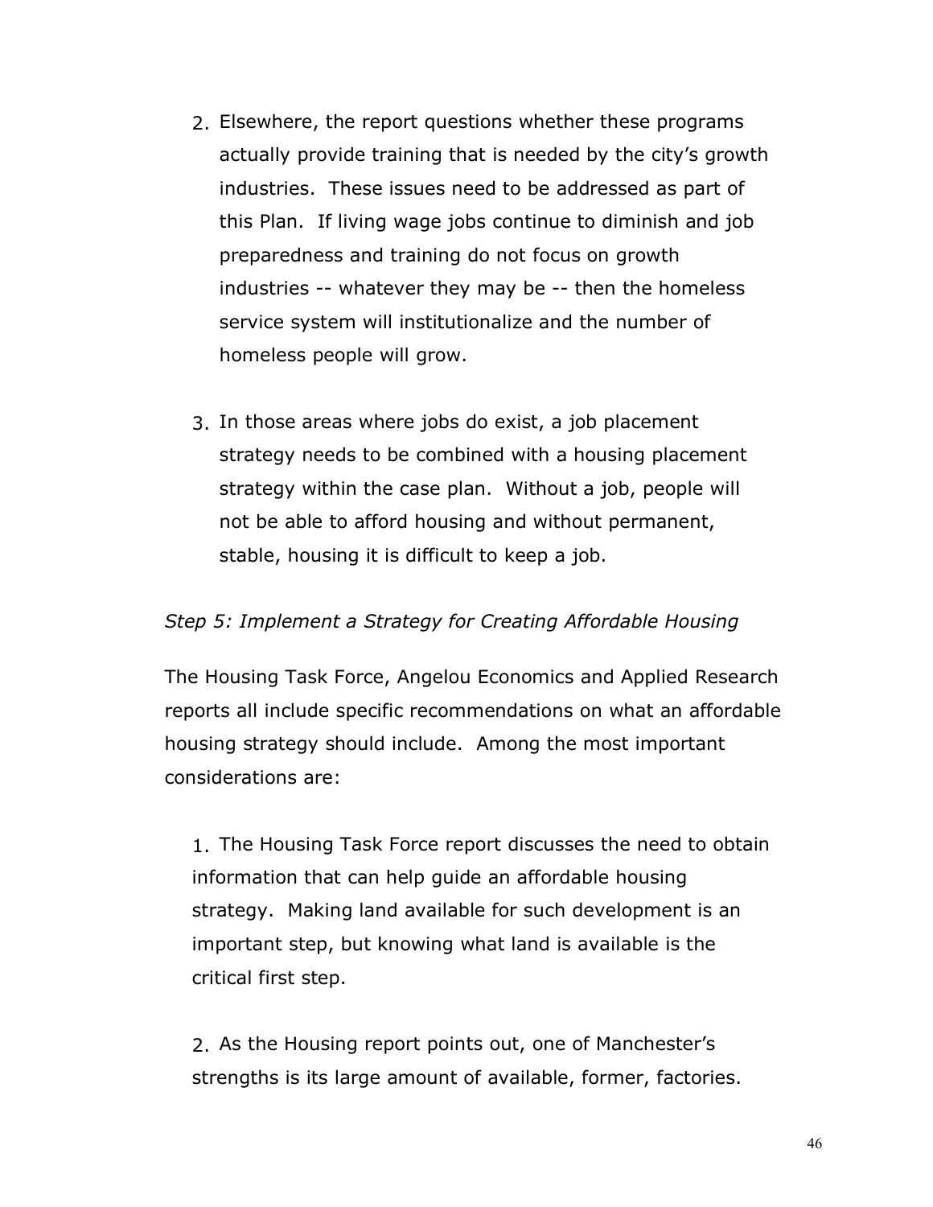2. Elsewhere, the report questions whether these programs actually provide training that is needed by the city's growth industries. These issues need to be addressed as part of this Plan. If living wage jobs continue to diminish and job preparedness and training do not focus on growth industries -- whatever they may be -- then the homeless service system will institutionalize and the number of homeless people will grow.

3. In those areas where jobs do exist, a job placement strategy needs to be combined with a housing placement strategy within the case plan. Without a job, people will not be able to afford housing and without permanent, stable, housing it is difficult to keep a job.

*Step 5: Implement a Strategy for Creating Affordable Housing*

The Housing Task Force, Angelou Economics and Applied Research reports all include specific recommendations on what an affordable housing strategy should include. Among the most important considerations are:

1. The Housing Task Force report discusses the need to obtain information that can help guide an affordable housing strategy. Making land available for such development is an important step, but knowing what land is available is the critical first step.

2. As the Housing report points out, one of Manchester's strengths is its large amount of available, former, factories.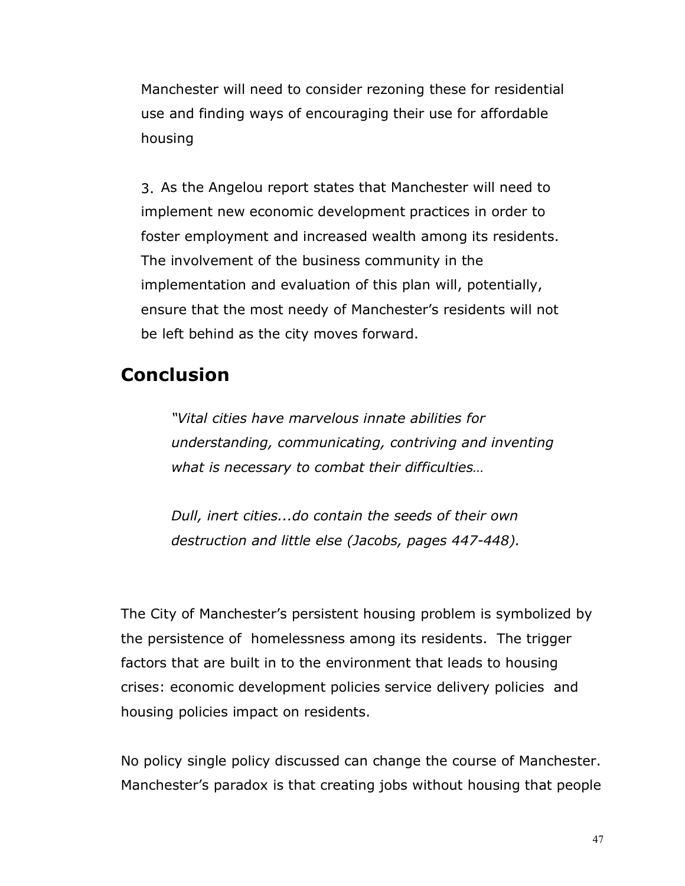Manchester will need to consider rezoning these for residential use and finding ways of encouraging their use for affordable housing

3. As the Angelou report states that Manchester will need to implement new economic development practices in order to foster employment and increased wealth among its residents. The involvement of the business community in the implementation and evaluation of this plan will, potentially, ensure that the most needy of Manchester's residents will not be left behind as the city moves forward.

## Conclusion

> *"Vital cities have marvelous innate abilities for understanding, communicating, contriving and inventing what is necessary to combat their difficulties…*
>
> *Dull, inert cities...do contain the seeds of their own destruction and little else (Jacobs, pages 447-448).*

The City of Manchester's persistent housing problem is symbolized by the persistence of homelessness among its residents. The trigger factors that are built in to the environment that leads to housing crises: economic development policies service delivery policies and housing policies impact on residents.

No policy single policy discussed can change the course of Manchester. Manchester's paradox is that creating jobs without housing that people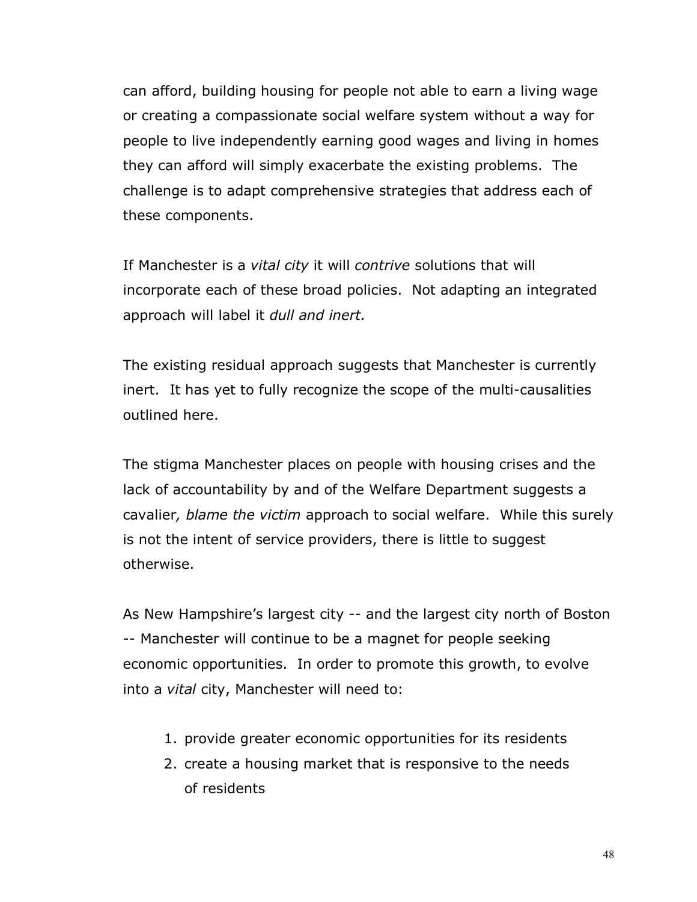can afford, building housing for people not able to earn a living wage or creating a compassionate social welfare system without a way for people to live independently earning good wages and living in homes they can afford will simply exacerbate the existing problems. The challenge is to adapt comprehensive strategies that address each of these components.

If Manchester is a *vital city* it will *contrive* solutions that will incorporate each of these broad policies. Not adapting an integrated approach will label it *dull and inert.*

The existing residual approach suggests that Manchester is currently inert. It has yet to fully recognize the scope of the multi-causalities outlined here.

The stigma Manchester places on people with housing crises and the lack of accountability by and of the Welfare Department suggests a cavalier*, blame the victim* approach to social welfare. While this surely is not the intent of service providers, there is little to suggest otherwise.

As New Hampshire's largest city -- and the largest city north of Boston -- Manchester will continue to be a magnet for people seeking economic opportunities. In order to promote this growth, to evolve into a *vital* city, Manchester will need to:

1. provide greater economic opportunities for its residents
2. create a housing market that is responsive to the needs of residents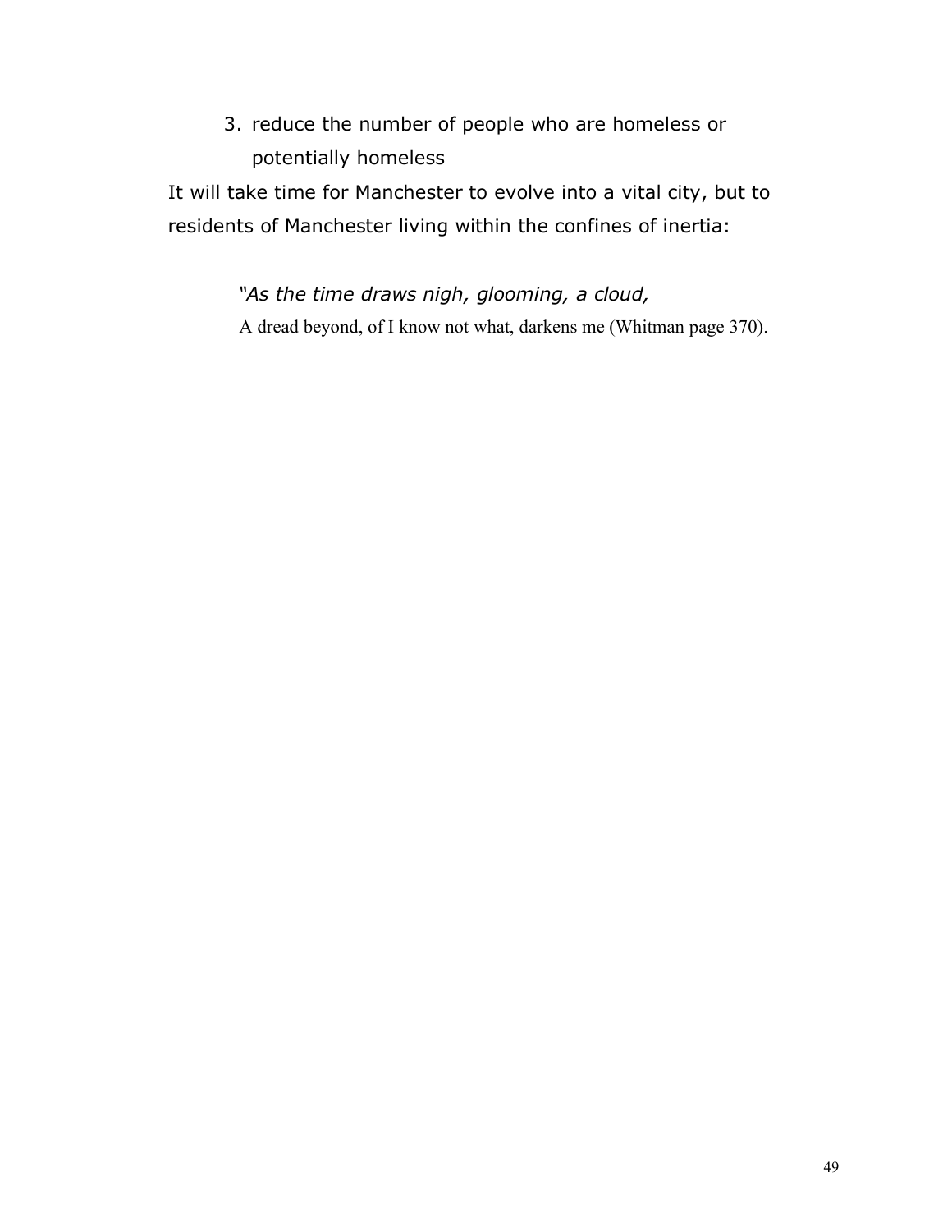3. reduce the number of people who are homeless or potentially homeless

It will take time for Manchester to evolve into a vital city, but to residents of Manchester living within the confines of inertia:

> *"As the time draws nigh, glooming, a cloud,*
> A dread beyond, of I know not what, darkens me (Whitman page 370).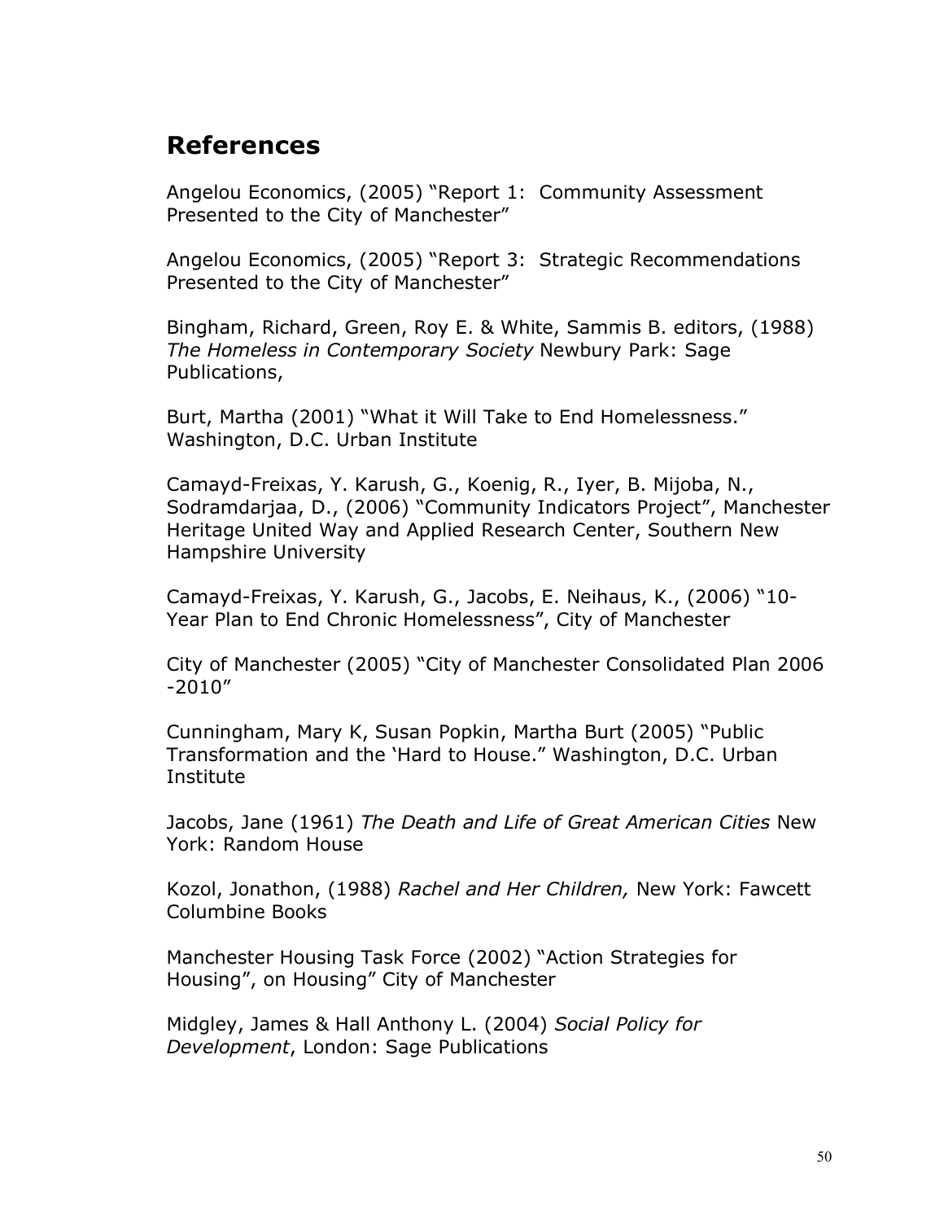## References

Angelou Economics, (2005) “Report 1: Community Assessment Presented to the City of Manchester”

Angelou Economics, (2005) “Report 3: Strategic Recommendations Presented to the City of Manchester”

Bingham, Richard, Green, Roy E. & White, Sammis B. editors, (1988) *The Homeless in Contemporary Society* Newbury Park: Sage Publications,

Burt, Martha (2001) “What it Will Take to End Homelessness.” Washington, D.C. Urban Institute

Camayd-Freixas, Y. Karush, G., Koenig, R., Iyer, B. Mijoba, N., Sodramdarjaa, D., (2006) “Community Indicators Project”, Manchester Heritage United Way and Applied Research Center, Southern New Hampshire University

Camayd-Freixas, Y. Karush, G., Jacobs, E. Neihaus, K., (2006) “10-Year Plan to End Chronic Homelessness”, City of Manchester

City of Manchester (2005) “City of Manchester Consolidated Plan 2006 -2010”

Cunningham, Mary K, Susan Popkin, Martha Burt (2005) “Public Transformation and the ‘Hard to House.” Washington, D.C. Urban Institute

Jacobs, Jane (1961) *The Death and Life of Great American Cities* New York: Random House

Kozol, Jonathon, (1988) *Rachel and Her Children,* New York: Fawcett Columbine Books

Manchester Housing Task Force (2002) “Action Strategies for Housing”, on Housing” City of Manchester

Midgley, James & Hall Anthony L. (2004) *Social Policy for Development*, London: Sage Publications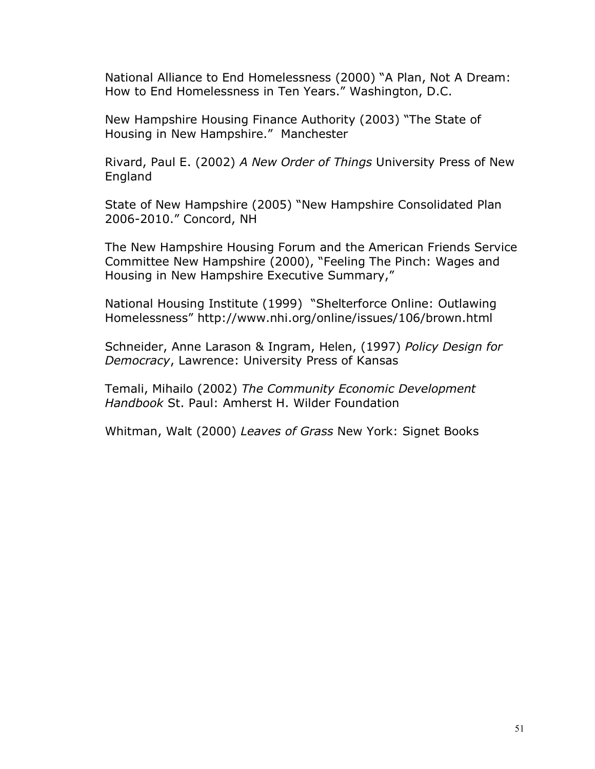National Alliance to End Homelessness (2000) "A Plan, Not A Dream: How to End Homelessness in Ten Years." Washington, D.C.

New Hampshire Housing Finance Authority (2003) "The State of Housing in New Hampshire."  Manchester

Rivard, Paul E. (2002) *A New Order of Things* University Press of New England

State of New Hampshire (2005) "New Hampshire Consolidated Plan 2006-2010." Concord, NH

The New Hampshire Housing Forum and the American Friends Service Committee New Hampshire (2000), "Feeling The Pinch: Wages and Housing in New Hampshire Executive Summary,"

National Housing Institute (1999)  "Shelterforce Online: Outlawing Homelessness" http://www.nhi.org/online/issues/106/brown.html

Schneider, Anne Larason & Ingram, Helen, (1997) *Policy Design for Democracy*, Lawrence: University Press of Kansas

Temali, Mihailo (2002) *The Community Economic Development Handbook* St. Paul: Amherst H. Wilder Foundation

Whitman, Walt (2000) *Leaves of Grass* New York: Signet Books